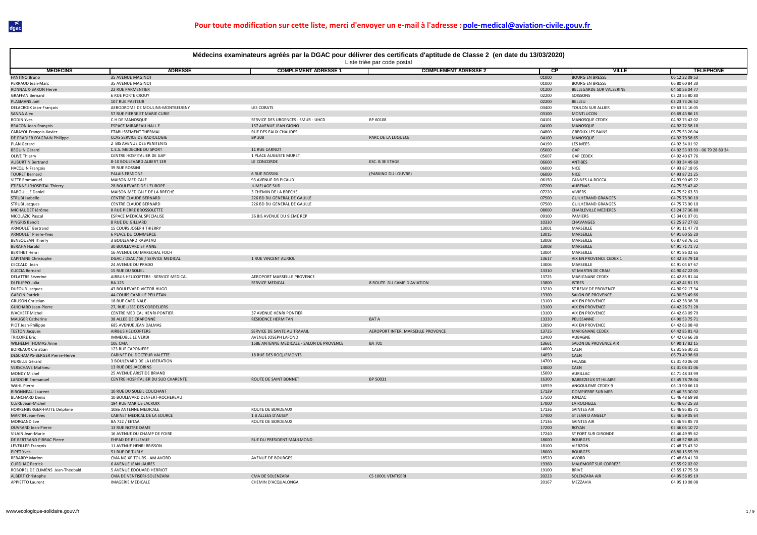**Pour toute modification sur cette liste, merci d'envoyer un e-mail à l'adresse : pole-medical@aviation-civile.gouv.fr**

## Médecins examinateurs agréés par la DGAC pour délivrer des certificats d'aptitude de Classe 2 (en date du 13/03/2020)

Liste triée par code postal

| MEDECINS | ADRESSE | COMPLEMENT ADRESSE 1 | COMPLEMENT ADRESSE 2 | CP | VILLE | TELEPHONE |
|---|---|---|---|---|---|---|
| FANTINO Bruno | 35 AVENUE MAGINOT | | | 01000 | BOURG EN BRESSE | 06 12 32 09 53 |
| PERRAUD Jean-Marc | 35 AVENUE MAGINOT | | | 01000 | BOURG EN BRESSE | 06 80 60 84 30 |
| RONNAUX-BARON Hervé | 22 RUE PARMENTIER | | | 01200 | BELLEGARDE SUR VALSERINE | 04 50 56 04 77 |
| GRAFFAN Bernard | 6 RUE PORTE CROUY | | | 02200 | SOISSONS | 03 23 55 80 80 |
| PLASMANS Joël | 107 RUE PASTEUR | | | 02200 | BELLEU | 03 23 73 26 52 |
| DELACROIX Jean-François | AERODROME DE MOULINS-MONTBEUGNY | LES CORATS | | 03400 | TOULON SUR ALLIER | 09 63 54 16 05 |
| SANNA Alex | 57 RUE PIERRE ET MARIE CURIE | | | 03100 | MONTLUCON | 06 69 43 86 15 |
| BODIN Yves | C.H DE MANOSQUE | SERVICE DES URGENCES - SMUR - UHCD | BP 60108 | 04101 | MANOSQUE CEDEX | 04 92 73 42 02 |
| BRACON Jean-François | ESPACE MIRABEAU HALL E | 157 AVENUE JEAN GIONO | | 04100 | MANOSQUE | 04 92 72 58 18 |
| CARAYOL François-Xavier | ETABLISSEMENT THERMAL | RUE DES EAUX CHAUDES | | 04800 | GREOUX LES BAINS | 06 75 53 26 04 |
| DE PRADIER D'AGRAIN Philippe | CCAS SERVICE DE RADIOLOGIE | BP 208 | PARC DE LA LUQUECE | 04100 | MANOSQUE | 04 92 70 58 65 |
| PLAN Gérard | 2 BIS AVENUE DES PENITENTS | | | 04190 | LES MEES | 04 92 34 01 92 |
| BEGUIN Gérard | C.E.S. MEDECINE DU SPORT | 11 RUE CARNOT | | 05000 | GAP | 04 92 53 93 93 - 06 79 28 80 34 |
| OLIVE Thierry | CENTRE HOSPITALIER DE GAP | 1 PLACE AUGUSTE MURET | | 05007 | GAP CEDEX | 04 92 40 67 76 |
| AUBURTIN Bertrand | 8-10 BOULEVARD ALBERT 1ER | LE CONCORDE | ESC. B 3E ETAGE | 06600 | ANTIBES | 04 93 34 49 60 |
| HACQUIN François | 39 RUE ROSSINI | | | 06000 | NICE | 04 93 87 18 05 |
| TOURET Bernard | PALAIS ERMIONE | 6 RUE ROSSINI | (PARKING DU LOUVRE) | 06000 | NICE | 04 93 87 21 25 |
| VITTE Emmanuel | MAISON MEDICALE | 93 AVENUE DR PICAUD | | 06150 | CANNES LA BOCCA | 04 93 90 49 22 |
| ETIENNE-L'HOSPITAL Thierry | 28 BOULEVARD DE L'EUROPE | JUMELAGE SUD | | 07200 | AUBENAS | 04 75 35 42 42 |
| RABOUILLE Daniel | MAISON MEDICALE DE LA BRECHE | 3 CHEMIN DE LA BRECHE | | 07220 | VIVIERS | 04 75 52 63 53 |
| STRUBI Isabelle | CENTRE CLAUDE BERNARD | 226 BD DU GENERAL DE GAULLE | | 07500 | GUILHERAND GRANGES | 04 75 75 90 10 |
| STRUBI Jacques | CENTRE CLAUDE BERNARD | 226 BD DU GENERAL DE GAULLE | | 07500 | GUILHERAND GRANGES | 04 75 75 90 10 |
| MICHAUDET Jérôme | 8 RUE PIERRE BROSSOLETTE | | | 08000 | CHARLEVILLE MEZIERES | 03 24 37 36 80 |
| NICOLAZIC Pascal | ESPACE MEDICAL SPECIALISE | 36 BIS AVENUE DU 9IEME RCP | | 09100 | PAMIERS | 05 34 01 07 01 |
| PINGRIS Benoît | 8 RUE DU GILLIARD | | | 10330 | CHAVANGES | 03 25 27 27 02 |
| ARNOULET Bertrand | 15 COURS JOSEPH THIERRY | | | 13001 | MARSEILLE | 04 91 11 47 70 |
| ARNOULET Pierre-Yves | 6 PLACE DU COMMERCE | | | 13015 | MARSEILLE | 04 91 60 55 20 |
| BENSOUSAN Thierry | 3 BOULEVARD RABATAU | | | 13008 | MARSEILLE | 06 87 68 76 51 |
| BERAHA Harold | 30 BOULEVARD ST ANNE | | | 13008 | MARSEILLE | 04 91 71 71 72 |
| BERTHET Henri | 16 AVENUE DU MARECHAL FOCH | | | 13004 | MARSEILLE | 04 91 86 02 65 |
| CAPITAINE Christophe | DGAC / DSAC / SE / SERVICE MEDICAL | 1 RUE VINCENT AURIOL | | 13617 | AIX EN PROVENCE CEDEX 1 | 04 42 33 79 18 |
| CECCALDI Jean | 24 AVENUE DU PRADO | | | 13006 | MARSEILLE | 04 91 04 67 67 |
| CUCCIA Bernard | 15 RUE DU SOLEIL | | | 13310 | ST MARTIN DE CRAU | 04 90 47 22 05 |
| DELATTRE Séverine | AIRBUS HELICOPTERS - SERVICE MEDICAL | AEROPORT MARSEILLE PROVENCE | | 13725 | MARIGNANE CEDEX | 04 42 85 81 44 |
| DI FILIPPO Julia | BA 125 | SERVICE MEDICAL | 8 ROUTE DU CAMP D'AVIATION | 13800 | ISTRES | 04 42 41 81 15 |
| DUFOUR Jacques | 43 BOULEVARD VICTOR HUGO | | | 13210 | ST REMY DE PROVENCE | 04 90 92 17 34 |
| GARCIN Patrick | 44 COURS CAMILLE PELLETAN | | | 13300 | SALON DE PROVENCE | 04 90 53 49 66 |
| GRUSON Christian | 18 RUE CARDINALE | | | 13100 | AIX EN PROVENCE | 04 42 38 38 38 |
| GUICHARD Jean-Pierre | 27, RUE LISSE DES CORDELIERS | | | 13100 | AIX EN PROVENCE | 04 42 26 71 28 |
| IVACHEFF Michel | CENTRE MEDICAL HENRI PONTIER | 37 AVENUE HENRI PONTIER | | 13100 | AIX EN PROVENCE | 04 42 63 09 79 |
| MAUGER Catherine | 38 ALLEE DE CRAPONNE | RESIDENCE HERMITAN | BAT A | 13330 | PELISSANNE | 04 90 53 75 71 |
| PIOT Jean-Philippe | 685 AVENUE JEAN DALMAS | | | 13090 | AIX EN PROVENCE | 04 42 63 08 40 |
| TESTON Jacques | AIRBUS HELICOPTERS | SERVICE DE SANTE AU TRAVAIL | AEROPORT INTER. MARSEILLE PROVENCE | 13725 | MARIGNANE CEDEX | 04 42 85 81 43 |
| TRICOIRE Eric | IMMEUBLE LE VERDI | AVENUE JOSEPH LAFOND | | 13400 | AUBAGNE | 04 42 03 66 38 |
| WILHELM THOMAS Anne | 10E CMA | 158E ANTENNE MEDICALE - SALON DE PROVENCE | BA 701 | 13661 | SALON DE PROVENCE AIR | 04 90 17 82 15 |
| BOIREAUX Christian | 123 RUE CAPONIERE | | | 14000 | CAEN | 02 31 86 30 31 |
| DESCHAMPS-BERGER Pierre-Hervé | CABINET DU DOCTEUR VALETTE | 18 RUE DES ROQUEMONTS | | 14050 | CAEN | 06 73 49 98 60 |
| HURELLE Gérard | 3 BOULEVARD DE LA LIBERATION | | | 14700 | FALAISE | 02 31 40 06 00 |
| VERSCHAVE Mathieu | 13 RUE DES JACOBINS | | | 14000 | CAEN | 02 31 06 31 06 |
| MONDY Michel | 25 AVENUE ARISTIDE BRIAND | | | 15000 | AURILLAC | 04 71 48 33 99 |
| LAROCHE Emmanuel | CENTRE HOSPITALIER DU SUD CHARENTE | ROUTE DE SAINT BONNET | BP 50031 | 16300 | BARBEZIEUX ST HILAIRE | 05 45 78 78 04 |
| WAHL Pierre | | | | 16959 | ANGOULEME CEDEX 9 | 06 13 90 66 10 |
| BIRONNEAU Laurent | 10 RUE DU SOLEIL COUCHANT | | | 17139 | DOMPIERRE SUR MER | 05 46 35 30 02 |
| BLANCHARD Denis | 10 BOULEVARD DENFERT-ROCHEREAU | | | 17500 | JONZAC | 05 46 48 69 98 |
| CLERE Jean-Michel | 194 RUE MARIUS LACROIX | | | 17000 | LA ROCHELLE | 05 46 67 25 33 |
| HORRENBERGER-HATTE Delphine | 108è ANTENNE MEDICALE | ROUTE DE BORDEAUX | | 17136 | SAINTES AIR | 05 46 95 85 71 |
| MARTIN Jean-Yves | CABINET MEDICAL DE LA SOURCE | 1 B ALLEES D'AUSSY | | 17400 | ST JEAN D ANGELY | 05 46 59 05 64 |
| MORGAND Eve | BA 722 / EETAA | ROUTE DE BORDEAUX | | 17136 | SAINTES AIR | 05 46 95 85 70 |
| OUVRARD Jean-Pierre | 13 RUE NOTRE DAME | | | 17200 | ROYAN | 05 46 05 10 72 |
| VILAIN Jean-Marie | 16 AVENUE DU CHAMP DE FOIRE | | | 17240 | ST FORT SUR GIRONDE | 05 46 49 95 62 |
| DE BERTRAND PIBRAC Pierre | EHPAD DE BELLEVUE | RUE DU PRESIDENT MAULMOND | | 18000 | BOURGES | 02 48 57 88 45 |
| LEVEILLER François | 11 AVENUE HENRI BRISSON | | | 18100 | VIERZON | 02 48 75 43 32 |
| PIPET Yves | 51 RUE DE TURLY | | | 18000 | BOURGES | 06 80 15 55 99 |
| REBARDY Marion | CMA NG XP TOURS - AM AVORD | AVENUE DE BOURGES | | 18520 | AVORD | 02 48 68 41 30 |
| CURDJIAC Patrick | 6 AVENUE JEAN JAURES | | | 19360 | MALEMORT SUR CORREZE | 05 55 92 02 02 |
| ROBOREL DE CLIMENS Jean-Théobald | 5 AVENUE EDOUARD HERRIOT | | | 19100 | BRIVE | 05 55 17 75 50 |
| ALBERT Christophe | CMA DE VENTISERI-SOLENZARA | CMA DE SOLENZARA | CS 10001 VENTISERI | 20223 | SOLENZARA AIR | 04 95 56 85 19 |
| APPIETTO Laurent | IMAGERIE MEDICALE | CHEMIN D'ACQUALONGA | | 20167 | MEZZAVIA | 04 95 10 08 08 |

www.ecologique-solidaire.gouv.fr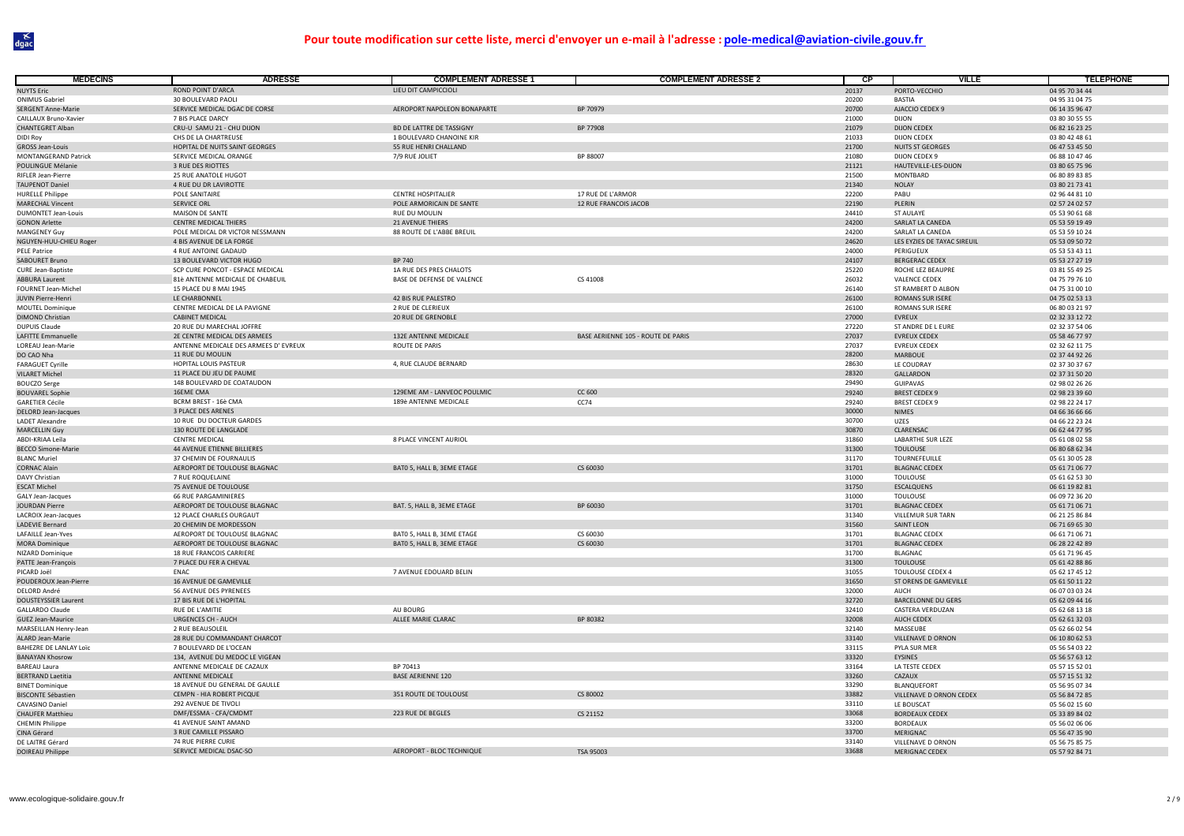**Pour toute modification sur cette liste, merci d'envoyer un e-mail à l'adresse : pole-medical@aviation-civile.gouv.fr**

| MEDECINS | ADRESSE | COMPLEMENT ADRESSE 1 | COMPLEMENT ADRESSE 2 | CP | VILLE | TELEPHONE |
|---|---|---|---|---|---|---|
| NUYTS Eric | ROND POINT D'ARCA | LIEU DIT CAMPICCIOLI | | 20137 | PORTO-VECCHIO | 04 95 70 34 44 |
| ONIMUS Gabriel | 30 BOULEVARD PAOLI | | | 20200 | BASTIA | 04 95 31 04 75 |
| SERGENT Anne-Marie | SERVICE MEDICAL DGAC DE CORSE | AEROPORT NAPOLEON BONAPARTE | BP 70979 | 20700 | AJACCIO CEDEX 9 | 06 14 35 96 47 |
| CAILLAUX Bruno-Xavier | 7 BIS PLACE DARCY | | | 21000 | DIJON | 03 80 30 55 55 |
| CHANTEGRET Alban | CRU-U SAMU 21 - CHU DIJON | BD DE LATTRE DE TASSIGNY | BP 77908 | 21079 | DIJON CEDEX | 06 82 16 23 25 |
| DIDI Roy | CHS DE LA CHARTREUSE | 1 BOULEVARD CHANOINE KIR | | 21033 | DIJON CEDEX | 03 80 42 48 61 |
| GROSS Jean-Louis | HOPITAL DE NUITS SAINT GEORGES | 55 RUE HENRI CHALLAND | | 21700 | NUITS ST GEORGES | 06 47 53 45 50 |
| MONTANGERAND Patrick | SERVICE MEDICAL ORANGE | 7/9 RUE JOLIET | BP 88007 | 21080 | DIJON CEDEX 9 | 06 88 10 47 46 |
| POULINGUE Mélanie | 3 RUE DES RIOTTES | | | 21121 | HAUTEVILLE-LES-DIJON | 03 80 65 75 96 |
| RIFLER Jean-Pierre | 25 RUE ANATOLE HUGOT | | | 21500 | MONTBARD | 06 80 89 83 85 |
| TAUPENOT Daniel | 4 RUE DU DR LAVIROTTE | | | 21340 | NOLAY | 03 80 21 73 41 |
| HURELLE Philippe | POLE SANITAIRE | CENTRE HOSPITALIER | 17 RUE DE L'ARMOR | 22200 | PABU | 02 96 44 81 10 |
| MARECHAL Vincent | SERVICE ORL | POLE ARMORICAIN DE SANTE | 12 RUE FRANCOIS JACOB | 22190 | PLERIN | 02 57 24 02 57 |
| DUMONTET Jean-Louis | MAISON DE SANTE | RUE DU MOULIN | | 24410 | ST AULAYE | 05 53 90 61 68 |
| GONON Arlette | CENTRE MEDICAL THIERS | 21 AVENUE THIERS | | 24200 | SARLAT LA CANEDA | 05 53 59 19 49 |
| MANGENEY Guy | POLE MEDICAL DR VICTOR NESSMANN | 88 ROUTE DE L'ABBE BREUIL | | 24200 | SARLAT LA CANEDA | 05 53 59 10 24 |
| NGUYEN-HUU-CHIEU Roger | 4 BIS AVENUE DE LA FORGE | | | 24620 | LES EYZIES DE TAYAC SIREUIL | 05 53 09 50 72 |
| PELE Patrice | 4 RUE ANTOINE GADAUD | | | 24000 | PERIGUEUX | 05 53 53 43 11 |
| SABOURET Bruno | 13 BOULEVARD VICTOR HUGO | BP 740 | | 24107 | BERGERAC CEDEX | 05 53 27 27 19 |
| CURE Jean-Baptiste | SCP CURE PONCOT - ESPACE MEDICAL | 1A RUE DES PRES CHALOTS | | 25220 | ROCHE LEZ BEAUPRE | 03 81 55 49 25 |
| ABBURA Laurent | 81è ANTENNE MEDICALE DE CHABEUIL | BASE DE DEFENSE DE VALENCE | CS 41008 | 26032 | VALENCE CEDEX | 04 75 79 76 10 |
| FOURNET Jean-Michel | 15 PLACE DU 8 MAI 1945 | | | 26140 | ST RAMBERT D ALBON | 04 75 31 00 10 |
| JUVIN Pierre-Henri | LE CHARBONNEL | 42 BIS RUE PALESTRO | | 26100 | ROMANS SUR ISERE | 04 75 02 53 13 |
| MOUTEL Dominique | CENTRE MEDICAL DE LA PAVIGNE | 2 RUE DE CLERIEUX | | 26100 | ROMANS SUR ISERE | 06 80 03 21 97 |
| DIMOND Christian | CABINET MEDICAL | 20 RUE DE GRENOBLE | | 27000 | EVREUX | 02 32 33 12 72 |
| DUPUIS Claude | 20 RUE DU MARECHAL JOFFRE | | | 27220 | ST ANDRE DE L EURE | 02 32 37 54 06 |
| LAFITTE Emmanuelle | 2E CENTRE MEDICAL DES ARMEES | 132E ANTENNE MEDICALE | BASE AERIENNE 105 - ROUTE DE PARIS | 27037 | EVREUX CEDEX | 05 58 46 77 97 |
| LOREAU Jean-Marie | ANTENNE MEDICALE DES ARMEES D' EVREUX | ROUTE DE PARIS | | 27037 | EVREUX CEDEX | 02 32 62 11 75 |
| DO CAO Nha | 11 RUE DU MOULIN | | | 28200 | MARBOUE | 02 37 44 92 26 |
| FARAGUET Cyrille | HOPITAL LOUIS PASTEUR | 4, RUE CLAUDE BERNARD | | 28630 | LE COUDRAY | 02 37 30 37 67 |
| VILARET Michel | 11 PLACE DU JEU DE PAUME | | | 28320 | GALLARDON | 02 37 31 50 20 |
| BOUCZO Serge | 148 BOULEVARD DE COATAUDON | | | 29490 | GUIPAVAS | 02 98 02 26 26 |
| BOUVAREL Sophie | 16EME CMA | 129EME AM - LANVEOC POULMIC | CC 600 | 29240 | BREST CEDEX 9 | 02 98 23 39 60 |
| GARETIER Cécile | BCRM BREST - 16è CMA | 189è ANTENNE MEDICALE | CC74 | 29240 | BREST CEDEX 9 | 02 98 22 24 17 |
| DELORD Jean-Jacques | 3 PLACE DES ARENES | | | 30000 | NIMES | 04 66 36 66 66 |
| LADET Alexandre | 10 RUE DU DOCTEUR GARDES | | | 30700 | UZES | 04 66 22 23 24 |
| MARCELLIN Guy | 130 ROUTE DE LANGLADE | | | 30870 | CLARENSAC | 06 62 44 77 95 |
| ABDI-KRIAA Leila | CENTRE MEDICAL | 8 PLACE VINCENT AURIOL | | 31860 | LABARTHE SUR LEZE | 05 61 08 02 58 |
| BECCO Simone-Marie | 44 AVENUE ETIENNE BILLIERES | | | 31300 | TOULOUSE | 06 80 68 62 34 |
| BLANC Muriel | 37 CHEMIN DE FOURNAULIS | | | 31170 | TOURNEFEUILLE | 05 61 30 05 28 |
| CORNAC Alain | AEROPORT DE TOULOUSE BLAGNAC | BAT0 5, HALL B, 3EME ETAGE | CS 60030 | 31701 | BLAGNAC CEDEX | 05 61 71 06 77 |
| DAVY Christian | 7 RUE ROQUELAINE | | | 31000 | TOULOUSE | 05 61 62 53 30 |
| ESCAT Michel | 75 AVENUE DE TOULOUSE | | | 31750 | ESCALQUENS | 06 61 19 82 81 |
| GALY Jean-Jacques | 66 RUE PARGAMINIERES | | | 31000 | TOULOUSE | 06 09 72 36 20 |
| JOURDAN Pierre | AEROPORT DE TOULOUSE BLAGNAC | BAT. 5, HALL B, 3EME ETAGE | BP 60030 | 31701 | BLAGNAC CEDEX | 05 61 71 06 71 |
| LACROIX Jean-Jacques | 12 PLACE CHARLES OURGAUT | | | 31340 | VILLEMUR SUR TARN | 06 21 25 86 84 |
| LADEVIE Bernard | 20 CHEMIN DE MORDESSON | | | 31560 | SAINT LEON | 06 71 69 65 30 |
| LAFAILLE Jean-Yves | AEROPORT DE TOULOUSE BLAGNAC | BAT0 5, HALL B, 3EME ETAGE | CS 60030 | 31701 | BLAGNAC CEDEX | 06 61 71 06 71 |
| MORA Dominique | AEROPORT DE TOULOUSE BLAGNAC | BAT0 5, HALL B, 3EME ETAGE | CS 60030 | 31701 | BLAGNAC CEDEX | 06 28 22 42 89 |
| NIZARD Dominique | 18 RUE FRANCOIS CARRIERE | | | 31700 | BLAGNAC | 05 61 71 96 45 |
| PATTE Jean-François | 7 PLACE DU FER A CHEVAL | | | 31300 | TOULOUSE | 05 61 42 88 86 |
| PICARD Joël | ENAC | 7 AVENUE EDOUARD BELIN | | 31055 | TOULOUSE CEDEX 4 | 05 62 17 45 12 |
| POUDEROUX Jean-Pierre | 16 AVENUE DE GAMEVILLE | | | 31650 | ST ORENS DE GAMEVILLE | 05 61 50 11 22 |
| DELORD André | 56 AVENUE DES PYRENEES | | | 32000 | AUCH | 06 07 03 03 24 |
| DOUSTEYSSIER Laurent | 17 BIS RUE DE L'HOPITAL | | | 32720 | BARCELONNE DU GERS | 05 62 09 44 16 |
| GALLARDO Claude | RUE DE L'AMITIE | AU BOURG | | 32410 | CASTERA VERDUZAN | 05 62 68 13 18 |
| GUEZ Jean-Maurice | URGENCES CH - AUCH | ALLEE MARIE CLARAC | BP 80382 | 32008 | AUCH CEDEX | 05 62 61 32 03 |
| MARSEILLAN Henry-Jean | 2 RUE BEAUSOLEIL | | | 32140 | MASSEUBE | 05 62 66 02 54 |
| ALARD Jean-Marie | 28 RUE DU COMMANDANT CHARCOT | | | 33140 | VILLENAVE D ORNON | 06 10 80 62 53 |
| BAHEZRE DE LANLAY Loïc | 7 BOULEVARD DE L'OCEAN | | | 33115 | PYLA SUR MER | 05 56 54 03 22 |
| BANAYAN Khosrow | 134, AVENUE DU MEDOC LE VIGEAN | | | 33320 | EYSINES | 05 56 57 63 12 |
| BAREAU Laura | ANTENNE MEDICALE DE CAZAUX | BP 70413 | | 33164 | LA TESTE CEDEX | 05 57 15 52 01 |
| BERTRAND Laetitia | ANTENNE MEDICALE | BASE AERIENNE 120 | | 33260 | CAZAUX | 05 57 15 51 32 |
| BINET Dominique | 18 AVENUE DU GENERAL DE GAULLE | | | 33290 | BLANQUEFORT | 05 56 95 07 34 |
| BISCONTE Sébastien | CEMPN - HIA ROBERT PICQUE | 351 ROUTE DE TOULOUSE | CS 80002 | 33882 | VILLENAVE D ORNON CEDEX | 05 56 84 72 85 |
| CAVASINO Daniel | 292 AVENUE DE TIVOLI | | | 33110 | LE BOUSCAT | 05 56 02 15 60 |
| CHAUFER Matthieu | DMF/ESSMA - CFA/CMDMT | 223 RUE DE BEGLES | CS 21152 | 33068 | BORDEAUX CEDEX | 05 33 89 84 02 |
| CHEMIN Philippe | 41 AVENUE SAINT AMAND | | | 33200 | BORDEAUX | 05 56 02 06 06 |
| CINA Gérard | 3 RUE CAMILLE PISSARO | | | 33700 | MERIGNAC | 05 56 47 35 90 |
| DE LAITRE Gérard | 74 RUE PIERRE CURIE | | | 33140 | VILLENAVE D ORNON | 05 56 75 85 75 |
| DOIREAU Philippe | SERVICE MEDICAL DSAC-SO | AEROPORT - BLOC TECHNIQUE | TSA 95003 | 33688 | MERIGNAC CEDEX | 05 57 92 84 71 |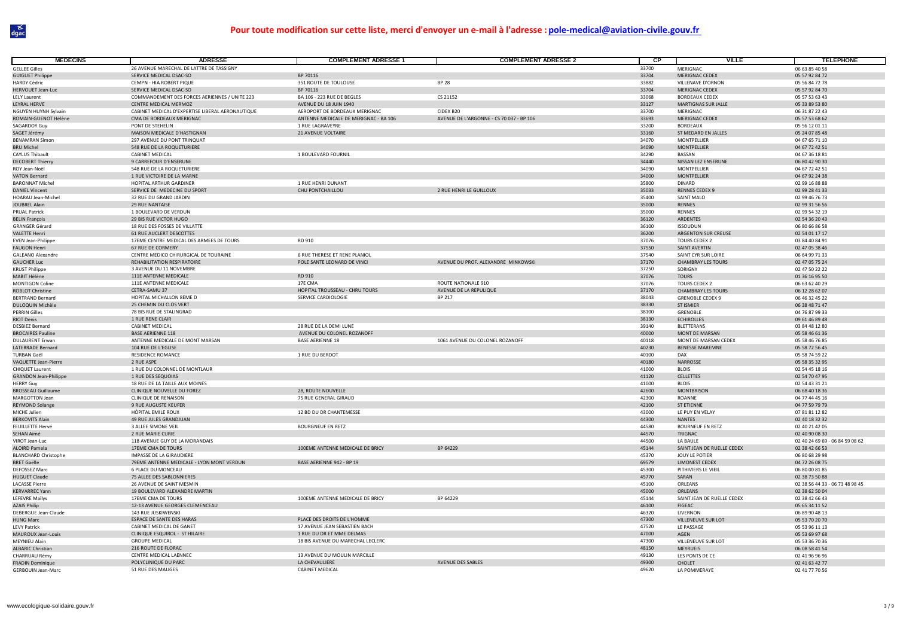**Pour toute modification sur cette liste, merci d'envoyer un e-mail à l'adresse : pole-medical@aviation-civile.gouv.fr**

| MEDECINS | ADRESSE | COMPLEMENT ADRESSE 1 | COMPLEMENT ADRESSE 2 | CP | VILLE | TELEPHONE |
|---|---|---|---|---|---|---|
| GELLEE Gilles | 26 AVENUE MARECHAL DE LATTRE DE TASSIGNY | | | 33700 | MERIGNAC | 06 63 85 40 58 |
| GUIGUET Philippe | SERVICE MEDICAL DSAC-SO | BP 70116 | | 33704 | MERIGNAC CEDEX | 05 57 92 84 72 |
| HARDY Cédric | CEMPN - HIA ROBERT PIQUE | 351 ROUTE DE TOULOUSE | BP 28 | 33882 | VILLENAVE D'ORNON | 05 56 84 72 78 |
| HERVOUET Jean-Luc | SERVICE MEDICAL DSAC-SO | BP 70116 | | 33704 | MERIGNAC CEDEX | 05 57 92 84 70 |
| LELY Laurent | COMMANDEMENT DES FORCES AERIENNES / UNITE 223 | BA 106 - 223 RUE DE BEGLES | CS 21152 | 33068 | BORDEAUX CEDEX | 05 57 53 63 43 |
| LEYRAL HERVE | CENTRE MEDICAL MERMOZ | AVENUE DU 18 JUIN 1940 | | 33127 | MARTIGNAS SUR JALLE | 05 33 89 53 80 |
| NGUYEN HUYNH Sylvain | CABINET MEDICAL D'EXPERTISE LIBERAL AERONAUTIQUE | AEROPORT DE BORDEAUX MERIGNAC | CIDEX B20 | 33700 | MERIGNAC | 06 31 87 22 43 |
| ROMAIN-GUENOT Hélène | CMA DE BORDEAUX MERIGNAC | ANTENNE MEDICALE DE MERIGNAC - BA 106 | AVENUE DE L'ARGONNE - CS 70 037 - BP 106 | 33693 | MERIGNAC CEDEX | 05 57 53 68 62 |
| SAGARDOY Guy | PONT DE STEHELIN | 1 RUE LAGRAVEYRE | | 33200 | BORDEAUX | 05 56 12 01 11 |
| SAGET Jérémy | MAISON MEDICALE D'HASTIGNAN | 21 AVENUE VOLTAIRE | | 33160 | ST MEDARD EN JALLES | 05 24 07 85 48 |
| BENAMRAN Simon | 297 AVENUE DU PONT TRINQUAT | | | 34070 | MONTPELLIER | 04 67 65 71 10 |
| BRU Michel | 548 RUE DE LA ROQUETURIERE | | | 34090 | MONTPELLIER | 04 67 72 42 51 |
| CAYLUS Thibault | CABINET MEDICAL | 1 BOULEVARD FOURNIL | | 34290 | BASSAN | 04 67 36 18 81 |
| DECOBERT Thierry | 9 CARREFOUR D'ENSERUNE | | | 34440 | NISSAN LEZ ENSERUNE | 06 80 42 90 30 |
| ROY Jean-Noël | 548 RUE DE LA ROQUETURIERE | | | 34090 | MONTPELLIER | 04 67 72 42 51 |
| VATON Bernard | 1 RUE VICTOIRE DE LA MARNE | | | 34000 | MONTPELLIER | 04 67 92 24 38 |
| BARONNAT Michel | HOPITAL ARTHUR GARDINER | 1 RUE HENRI DUNANT | | 35800 | DINARD | 02 99 16 88 88 |
| DANIEL Vincent | SERVICE DE MEDECINE DU SPORT | CHU PONTCHAILLOU | 2 RUE HENRI LE GUILLOUX | 35033 | RENNES CEDEX 9 | 02 99 28 41 33 |
| HOARAU Jean-Michel | 32 RUE DU GRAND JARDIN | | | 35400 | SAINT MALO | 02 99 46 76 73 |
| JOUBREL Alain | 29 RUE NANTAISE | | | 35000 | RENNES | 02 99 31 56 56 |
| PRUAL Patrick | 1 BOULEVARD DE VERDUN | | | 35000 | RENNES | 02 99 54 32 19 |
| BELIN François | 29 BIS RUE VICTOR HUGO | | | 36120 | ARDENTES | 02 54 36 20 43 |
| GRANGER Gérard | 18 RUE DES FOSSES DE VILLATTE | | | 36100 | ISSOUDUN | 06 80 66 86 58 |
| VALETTE Henri | 61 RUE AUCLERT DESCOTTES | | | 36200 | ARGENTON SUR CREUSE | 02 54 01 17 17 |
| EVEN Jean-Philippe | 17EME CENTRE MEDICAL DES ARMEES DE TOURS | RD 910 | | 37076 | TOURS CEDEX 2 | 03 84 40 84 91 |
| FAUGON Henri | 67 RUE DE CORMERY | | | 37550 | SAINT AVERTIN | 02 47 05 38 46 |
| GALEANO Alexandre | CENTRE MEDICO CHIRURGICAL DE TOURAINE | 6 RUE THERESE ET RENE PLANIOL | | 37540 | SAINT CYR SUR LOIRE | 06 64 99 71 33 |
| GAUCHER Luc | REHABILITATION RESPIRATOIRE | POLE SANTE LEONARD DE VINCI | AVENUE DU PROF. ALEXANDRE MINKOWSKI | 37170 | CHAMBRAY LES TOURS | 02 47 05 75 24 |
| KRUST Philippe | 3 AVENUE DU 11 NOVEMBRE | | | 37250 | SORIGNY | 02 47 50 22 22 |
| MABIT Hélène | 111E ANTENNE MEDICALE | RD 910 | | 37076 | TOURS | 01 36 16 95 50 |
| MONTIGON Coline | 111E ANTENNE MEDICALE | 17E CMA | ROUTE NATIONALE 910 | 37076 | TOURS CEDEX 2 | 06 63 62 40 29 |
| ROBLOT Christine | CETRA-SAMU 37 | HOPITAL TROUSSEAU - CHRU TOURS | AVENUE DE LA REPULIQUE | 37170 | CHAMBRAY LES TOURS | 06 12 28 62 07 |
| BERTRAND Bernard | HOPITAL MICHALLON 8EME D | SERVICE CARDIOLOGIE | BP 217 | 38043 | GRENOBLE CEDEX 9 | 06 46 32 45 22 |
| DULOQUIN Michèle | 25 CHEMIN DU CLOS VERT | | | 38330 | ST ISMIER | 06 38 48 71 47 |
| PERRIN Gilles | 78 BIS RUE DE STALINGRAD | | | 38100 | GRENOBLE | 04 76 87 99 33 |
| RIOT Denis | 1 RUE RENE CLAIR | | | 38130 | ECHIROLLES | 09 61 46 89 48 |
| DESBIEZ Bernard | CABINET MEDICAL | 28 RUE DE LA DEMI LUNE | | 39140 | BLETTERANS | 03 84 48 12 80 |
| BROCAIRES Pauline | BASE AERIENNE 118 | AVENUE DU COLONEL ROZANOFF | | 40000 | MONT DE MARSAN | 05 58 46 61 36 |
| DULAURENT Erwan | ANTENNE MEDICALE DE MONT MARSAN | BASE AERIENNE 18 | 1061 AVENUE DU COLONEL ROZANOFF | 40118 | MONT DE MARSAN CEDEX | 05 58 46 76 85 |
| LATERRADE Bernard | 104 RUE DE L'EGLISE | | | 40230 | BENESSE MAREMNE | 05 58 72 56 45 |
| TURBAN Gaël | RESIDENCE ROMANCE | 1 RUE DU BERDOT | | 40100 | DAX | 05 58 74 59 22 |
| VAQUETTE Jean-Pierre | 2 RUE ASPE | | | 40180 | NARROSSE | 05 58 35 32 95 |
| CHIQUET Laurent | 1 RUE DU COLONNEL DE MONTLAUR | | | 41000 | BLOIS | 02 54 45 18 16 |
| GRANDON Jean-Philippe | 1 RUE DES SEQUOIAS | | | 41120 | CELLETTES | 02 54 70 47 95 |
| HERRY Guy | 18 RUE DE LA TAILLE AUX MOINES | | | 41000 | BLOIS | 02 54 43 31 21 |
| BROSSEAU Guillaume | CLINIQUE NOUVELLE DU FOREZ | 28, ROUTE NOUVELLE | | 42600 | MONTBRISON | 06 68 40 18 36 |
| MARGOTTON Jean | CLINIQUE DE RENAISON | 75 RUE GENERAL GIRAUD | | 42300 | ROANNE | 04 77 44 45 16 |
| REYMOND Solange | 9 RUE AUGUSTE KEUFER | | | 42100 | ST ETIENNE | 04 77 59 79 79 |
| MICHE Julien | HÔPITAL EMILE ROUX | 12 BD DU DR CHANTEMESSE | | 43000 | LE PUY EN VELAY | 07 81 81 12 82 |
| BERKOVITS Alain | 49 RUE JULES GRANDJUAN | | | 44300 | NANTES | 02 40 18 32 32 |
| FEUILLETTE Hervé | 3 ALLEE SIMONE VEIL | BOURGNEUF EN RETZ | | 44580 | BOURNEUF EN RETZ | 02 40 21 42 05 |
| SEHAN Aimé | 2 RUE MARIE CURIE | | | 44570 | TRIGNAC | 02 40 90 08 30 |
| VIROT Jean-Luc | 118 AVENUE GUY DE LA MORANDAIS | | | 44500 | LA BAULE | 02 40 24 69 69 - 06 84 59 08 62 |
| ALOIRD Pamela | 17EME CMA DE TOURS | 100EME ANTENNE MEDICALE DE BRICY | BP 64229 | 45144 | SAINT JEAN DE RUELLE CEDEX | 02 38 42 66 53 |
| BLANCHARD Christophe | IMPASSE DE LA GIRAUDIERE | | | 45370 | JOUY LE POTIER | 06 80 68 29 98 |
| BRET Gaëlle | 79EME ANTENNE MEDICALE - LYON MONT VERDUN | BASE AERIENNE 942 - BP 19 | | 69579 | LIMONEST CEDEX | 04 72 26 08 75 |
| DEFOSSEZ Marc | 6 PLACE DU MONCEAU | | | 45300 | PITHIVIERS LE VIEIL | 06 80 00 81 85 |
| HUGUET Claude | 75 ALLEE DES SABLONNIERES | | | 45770 | SARAN | 02 38 73 50 88 |
| LACASSE Pierre | 26 AVENUE DE SAINT MESMIN | | | 45100 | ORLEANS | 02 38 56 44 33 - 06 73 48 98 45 |
| KERVARREC Yann | 19 BOULEVARD ALEXANDRE MARTIN | | | 45000 | ORLEANS | 02 38 62 50 04 |
| LEFEVRE Maïlys | 17EME CMA DE TOURS | 100EME ANTENNE MEDICALE DE BRICY | BP 64229 | 45144 | SAINT JEAN DE RUELLE CEDEX | 02 38 42 66 43 |
| AZAIS Philip | 12-13 AVENUE GEORGES CLEMENCEAU | | | 46100 | FIGEAC | 05 65 34 11 52 |
| DEBERGUE Jean-Claude | 143 RUE JUSKIWENSKI | | | 46320 | LIVERNON | 06 89 90 48 13 |
| HUNG Marc | ESPACE DE SANTE DES HARAS | PLACE DES DROITS DE L'HOMME | | 47300 | VILLENEUVE SUR LOT | 05 53 70 20 70 |
| LEVY Patrick | CABINET MEDICAL DE GANET | 17 AVENUE JEAN SEBASTIEN BACH | | 47520 | LE PASSAGE | 05 53 96 11 13 |
| MAUROUX Jean-Louis | CLINIQUE ESQUIROL - ST HILAIRE | 1 RUE DU DR ET MME DELMAS | | 47000 | AGEN | 05 53 69 97 68 |
| MEYNIEU Alain | GROUPE MEDICAL | 18 BIS AVENUE DU MARECHAL LECLERC | | 47300 | VILLENEUVE SUR LOT | 05 53 36 70 36 |
| ALBARIC Christian | 216 ROUTE DE FLORAC | | | 48150 | MEYRUEIS | 06 08 58 41 54 |
| CHARRUAU Rémy | CENTRE MEDICAL LAENNEC | 13 AVENUE DU MOULIN MARCILLE | | 49130 | LES PONTS DE CE | 02 41 96 96 96 |
| FRADIN Dominique | POLYCLINIQUE DU PARC | LA CHEVAULIERE | AVENUE DES SABLES | 49300 | CHOLET | 02 41 63 42 77 |
| GERBOUIN Jean-Marc | 51 RUE DES MAUGES | CABINET MEDICAL | | 49620 | LA POMMERAYE | 02 41 77 70 56 |

www.ecologique-solidaire.gouv.fr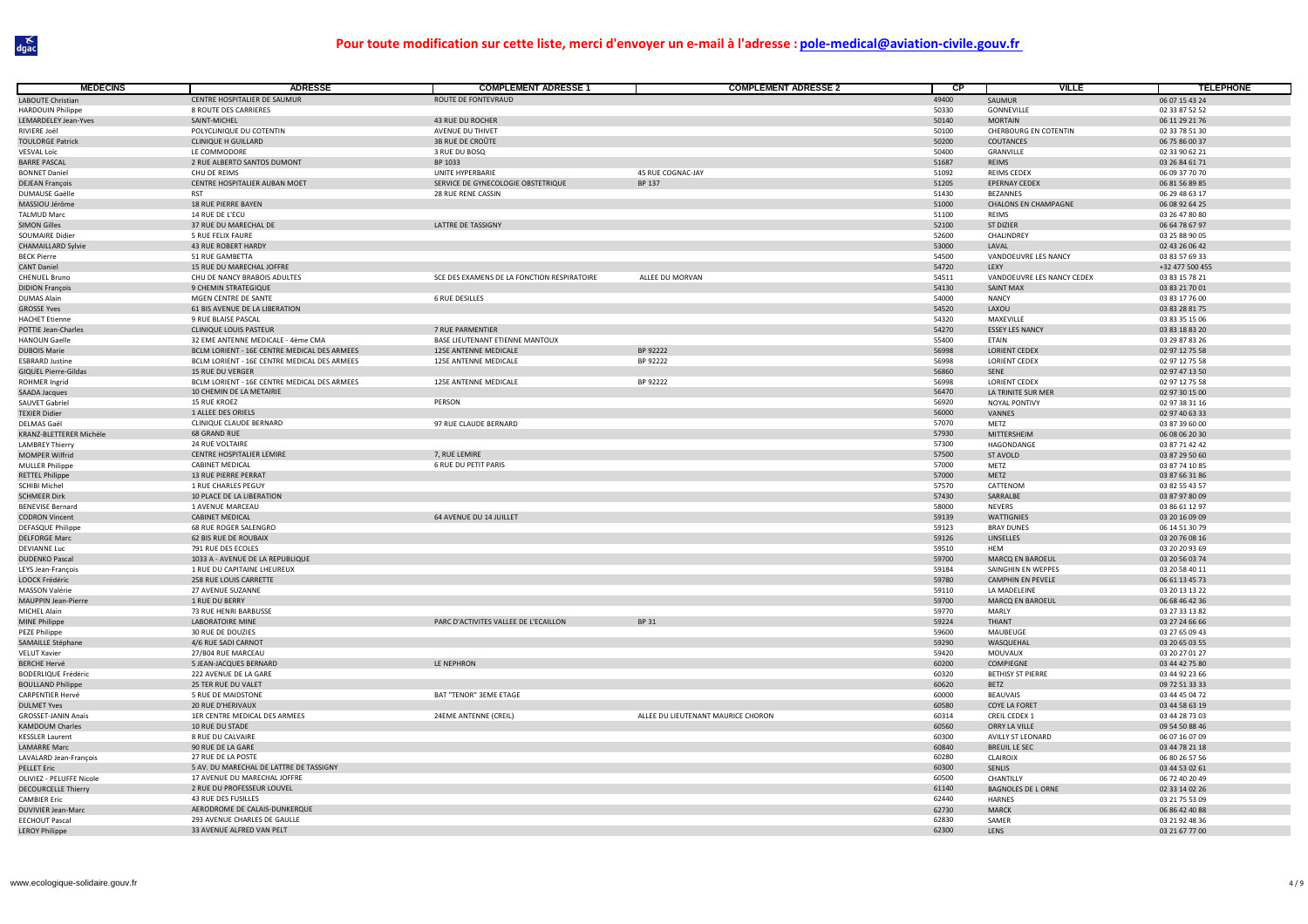**Pour toute modification sur cette liste, merci d'envoyer un e-mail à l'adresse : pole-medical@aviation-civile.gouv.fr**

| MEDECINS | ADRESSE | COMPLEMENT ADRESSE 1 | COMPLEMENT ADRESSE 2 | CP | VILLE | TELEPHONE |
|---|---|---|---|---|---|---|
| LABOUTE Christian | CENTRE HOSPITALIER DE SAUMUR | ROUTE DE FONTEVRAUD | | 49400 | SAUMUR | 06 07 15 43 24 |
| HARDOUIN Philippe | 8 ROUTE DES CARRIERES | | | 50330 | GONNEVILLE | 02 33 87 52 52 |
| LEMARDELEY Jean-Yves | SAINT-MICHEL | 43 RUE DU ROCHER | | 50140 | MORTAIN | 06 11 29 21 76 |
| RIVIERE Joël | POLYCLINIQUE DU COTENTIN | AVENUE DU THIVET | | 50100 | CHERBOURG EN COTENTIN | 02 33 78 51 30 |
| TOULORGE Patrick | CLINIQUE H GUILLARD | 3B RUE DE CROÛTE | | 50200 | COUTANCES | 06 75 86 00 37 |
| VESVAL Loïc | LE COMMODORE | 3 RUE DU BOSQ | | 50400 | GRANVILLE | 02 33 90 62 21 |
| BARRE PASCAL | 2 RUE ALBERTO SANTOS DUMONT | BP 1033 | | 51687 | REIMS | 03 26 84 61 71 |
| BONNET Daniel | CHU DE REIMS | UNITE HYPERBARIE | 45 RUE COGNAC-JAY | 51092 | REIMS CEDEX | 06 09 37 70 70 |
| DEJEAN François | CENTRE HOSPITALIER AUBAN MOET | SERVICE DE GYNECOLOGIE OBSTETRIQUE | BP 137 | 51205 | EPERNAY CEDEX | 06 81 56 89 85 |
| DUMAUSE Gaëlle | RST | 28 RUE RENE CASSIN | | 51430 | BEZANNES | 06 29 48 63 17 |
| MASSIOU Jérôme | 18 RUE PIERRE BAYEN | | | 51000 | CHALONS EN CHAMPAGNE | 06 08 92 64 25 |
| TALMUD Marc | 14 RUE DE L'ECU | | | 51100 | REIMS | 03 26 47 80 80 |
| SIMON Gilles | 37 RUE DU MARECHAL DE | LATTRE DE TASSIGNY | | 52100 | ST DIZIER | 06 64 78 67 97 |
| SOUMAIRE Didier | 5 RUE FELIX FAURE | | | 52600 | CHALINDREY | 03 25 88 90 05 |
| CHAMAILLARD Sylvie | 43 RUE ROBERT HARDY | | | 53000 | LAVAL | 02 43 26 06 42 |
| BECK Pierre | 51 RUE GAMBETTA | | | 54500 | VANDOEUVRE LES NANCY | 03 83 57 69 33 |
| CANT Daniel | 15 RUE DU MARECHAL JOFFRE | | | 54720 | LEXY | +32 477 500 455 |
| CHENUEL Bruno | CHU DE NANCY BRABOIS ADULTES | SCE DES EXAMENS DE LA FONCTION RESPIRATOIRE | ALLEE DU MORVAN | 54511 | VANDOEUVRE LES NANCY CEDEX | 03 83 15 78 21 |
| DIDION François | 9 CHEMIN STRATEGIQUE | | | 54130 | SAINT MAX | 03 83 21 70 01 |
| DUMAS Alain | MGEN CENTRE DE SANTE | 6 RUE DESILLES | | 54000 | NANCY | 03 83 17 76 00 |
| GROSSE Yves | 61 BIS AVENUE DE LA LIBERATION | | | 54520 | LAXOU | 03 83 28 81 75 |
| HACHET Etienne | 9 RUE BLAISE PASCAL | | | 54320 | MAXEVILLE | 03 83 35 15 06 |
| POTTIE Jean-Charles | CLINIQUE LOUIS PASTEUR | 7 RUE PARMENTIER | | 54270 | ESSEY LES NANCY | 03 83 18 83 20 |
| HANOUN Gaelle | 32 EME ANTENNE MEDICALE - 4ème CMA | BASE LIEUTENANT ETIENNE MANTOUX | | 55400 | ETAIN | 03 29 87 83 26 |
| DUBOIS Marie | BCLM LORIENT - 16E CENTRE MEDICAL DES ARMEES | 125E ANTENNE MEDICALE | BP 92222 | 56998 | LORIENT CEDEX | 02 97 12 75 58 |
| ESBRARD Justine | BCLM LORIENT - 16E CENTRE MEDICAL DES ARMEES | 125E ANTENNE MEDICALE | BP 92222 | 56998 | LORIENT CEDEX | 02 97 12 75 58 |
| GIQUEL Pierre-Gildas | 15 RUE DU VERGER | | | 56860 | SENE | 02 97 47 13 50 |
| ROHMER Ingrid | BCLM LORIENT - 16E CENTRE MEDICAL DES ARMEES | 125E ANTENNE MEDICALE | BP 92222 | 56998 | LORIENT CEDEX | 02 97 12 75 58 |
| SAADA Jacques | 10 CHEMIN DE LA METAIRIE | | | 56470 | LA TRINITE SUR MER | 02 97 30 15 00 |
| SAUVET Gabriel | 15 RUE KROEZ | PERSON | | 56920 | NOYAL PONTIVY | 02 97 38 31 16 |
| TEXIER Didier | 1 ALLEE DES ORIELS | | | 56000 | VANNES | 02 97 40 63 33 |
| DELMAS Gaël | CLINIQUE CLAUDE BERNARD | 97 RUE CLAUDE BERNARD | | 57070 | METZ | 03 87 39 60 00 |
| KRANZ-BLETTERER Michèle | 68 GRAND RUE | | | 57930 | MITTERSHEIM | 06 08 06 20 30 |
| LAMBREY Thierry | 24 RUE VOLTAIRE | | | 57300 | HAGONDANGE | 03 87 71 42 42 |
| MOMPER Wilfrid | CENTRE HOSPITALIER LEMIRE | 7, RUE LEMIRE | | 57500 | ST AVOLD | 03 87 29 50 60 |
| MULLER Philippe | CABINET MEDICAL | 6 RUE DU PETIT PARIS | | 57000 | METZ | 03 87 74 10 85 |
| RETTEL Philippe | 13 RUE PIERRE PERRAT | | | 57000 | METZ | 03 87 66 31 86 |
| SCHIBI Michel | 1 RUE CHARLES PEGUY | | | 57570 | CATTENOM | 03 82 55 43 57 |
| SCHMEER Dirk | 10 PLACE DE LA LIBERATION | | | 57430 | SARRALBE | 03 87 97 80 09 |
| BENEVISE Bernard | 1 AVENUE MARCEAU | | | 58000 | NEVERS | 03 86 61 12 97 |
| CODRON Vincent | CABINET MEDICAL | 64 AVENUE DU 14 JUILLET | | 59139 | WATTIGNIES | 03 20 16 09 09 |
| DEFASQUE Philippe | 68 RUE ROGER SALENGRO | | | 59123 | BRAY DUNES | 06 14 51 30 79 |
| DELFORGE Marc | 62 BIS RUE DE ROUBAIX | | | 59126 | LINSELLES | 03 20 76 08 16 |
| DEVIANNE Luc | 791 RUE DES ECOLES | | | 59510 | HEM | 03 20 20 93 69 |
| DUDENKO Pascal | 1033 A - AVENUE DE LA REPUBLIQUE | | | 59700 | MARCQ EN BAROEUL | 03 20 56 03 74 |
| LEYS Jean-François | 1 RUE DU CAPITAINE LHEUREUX | | | 59184 | SAINGHIN EN WEPPES | 03 20 58 40 11 |
| LOOCK Frédéric | 258 RUE LOUIS CARRETTE | | | 59780 | CAMPHIN EN PEVELE | 06 61 13 45 73 |
| MASSON Valérie | 27 AVENUE SUZANNE | | | 59110 | LA MADELEINE | 03 20 13 13 22 |
| MAUPPIN Jean-Pierre | 1 RUE DU BERRY | | | 59700 | MARCQ EN BAROEUL | 06 68 46 42 36 |
| MICHEL Alain | 73 RUE HENRI BARBUSSE | | | 59770 | MARLY | 03 27 33 13 82 |
| MINE Philippe | LABORATOIRE MINE | PARC D'ACTIVITES VALLEE DE L'ECAILLON | BP 31 | 59224 | THIANT | 03 27 24 66 66 |
| PEZE Philippe | 30 RUE DE DOUZIES | | | 59600 | MAUBEUGE | 03 27 65 09 43 |
| SAMAILLE Stéphane | 4/6 RUE SADI CARNOT | | | 59290 | WASQUEHAL | 03 20 65 03 55 |
| VELUT Xavier | 27/B04 RUE MARCEAU | | | 59420 | MOUVAUX | 03 20 27 01 27 |
| BERCHE Hervé | 5 JEAN-JACQUES BERNARD | LE NEPHRON | | 60200 | COMPIEGNE | 03 44 42 75 80 |
| BODERLIQUE Frédéric | 222 AVENUE DE LA GARE | | | 60320 | BETHISY ST PIERRE | 03 44 92 23 66 |
| BOULLAND Philippe | 25 TER RUE DU VALET | | | 60620 | BETZ | 09 72 51 33 33 |
| CARPENTIER Hervé | 5 RUE DE MAIDSTONE | BAT "TENOR" 3EME ETAGE | | 60000 | BEAUVAIS | 03 44 45 04 72 |
| DULMET Yves | 20 RUE D'HERIVAUX | | | 60580 | COYE LA FORET | 03 44 58 63 19 |
| GROSSET-JANIN Anaïs | 1ER CENTRE MEDICAL DES ARMEES | 24EME ANTENNE (CREIL) | ALLEE DU LIEUTENANT MAURICE CHORON | 60314 | CREIL CEDEX 1 | 03 44 28 73 03 |
| KAMDOUM Charles | 10 RUE DU STADE | | | 60560 | ORRY LA VILLE | 09 54 50 88 46 |
| KESSLER Laurent | 8 RUE DU CALVAIRE | | | 60300 | AVILLY ST LEONARD | 06 07 16 07 09 |
| LAMARRE Marc | 90 RUE DE LA GARE | | | 60840 | BREUIL LE SEC | 03 44 78 21 18 |
| LAVALARD Jean-François | 27 RUE DE LA POSTE | | | 60280 | CLAIROIX | 06 80 26 57 56 |
| PELLET Eric | 5 AV. DU MARECHAL DE LATTRE DE TASSIGNY | | | 60300 | SENLIS | 03 44 53 02 61 |
| OLIVIEZ - PELUFFE Nicole | 17 AVENUE DU MARECHAL JOFFRE | | | 60500 | CHANTILLY | 06 72 40 20 49 |
| DECOURCELLE Thierry | 2 RUE DU PROFESSEUR LOUVEL | | | 61140 | BAGNOLES DE L ORNE | 02 33 14 02 26 |
| CAMBIER Eric | 43 RUE DES FUSILLES | | | 62440 | HARNES | 03 21 75 53 09 |
| DUVIVIER Jean-Marc | AERODROME DE CALAIS-DUNKERQUE | | | 62730 | MARCK | 06 86 42 40 88 |
| EECHOUT Pascal | 293 AVENUE CHARLES DE GAULLE | | | 62830 | SAMER | 03 21 92 48 36 |
| LEROY Philippe | 33 AVENUE ALFRED VAN PELT | | | 62300 | LENS | 03 21 67 77 00 |

www.ecologique-solidaire.gouv.fr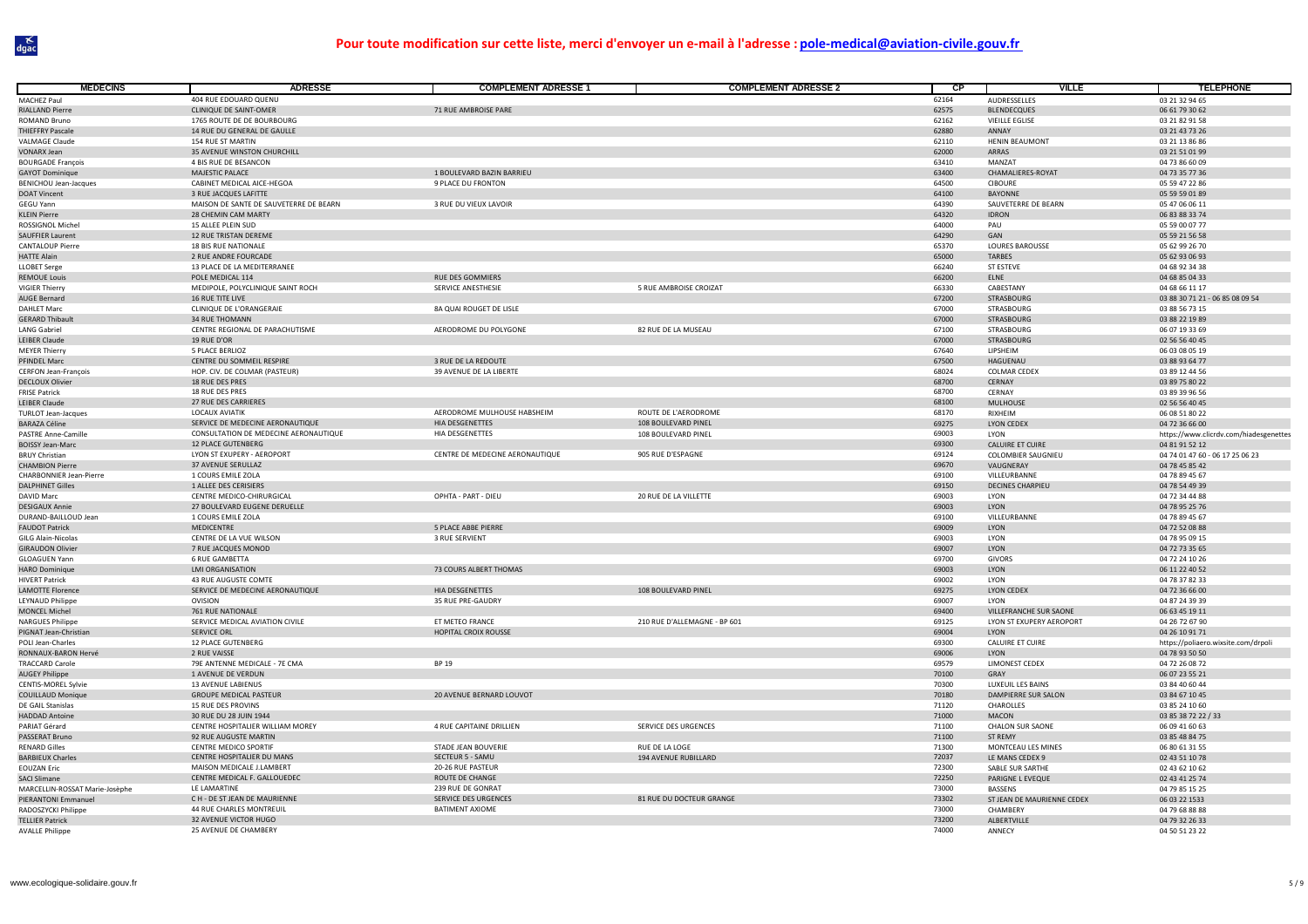**Pour toute modification sur cette liste, merci d'envoyer un e-mail à l'adresse : pole-medical@aviation-civile.gouv.fr**

| MEDECINS | ADRESSE | COMPLEMENT ADRESSE 1 | COMPLEMENT ADRESSE 2 | CP | VILLE | TELEPHONE |
|---|---|---|---|---|---|---|
| MACHEZ Paul | 404 RUE EDOUARD QUENU | | | 62164 | AUDRESSELLES | 03 21 32 94 65 |
| RIALLAND Pierre | CLINIQUE DE SAINT-OMER | 71 RUE AMBROISE PARE | | 62575 | BLENDECQUES | 06 61 79 30 62 |
| ROMAND Bruno | 1765 ROUTE DE DE BOURBOURG | | | 62162 | VIEILLE EGLISE | 03 21 82 91 58 |
| THIEFFRY Pascale | 14 RUE DU GENERAL DE GAULLE | | | 62880 | ANNAY | 03 21 43 73 26 |
| VALMAGE Claude | 154 RUE ST MARTIN | | | 62110 | HENIN BEAUMONT | 03 21 13 86 86 |
| VONARX Jean | 35 AVENUE WINSTON CHURCHILL | | | 62000 | ARRAS | 03 21 51 01 99 |
| BOURGADE François | 4 BIS RUE DE BESANCON | | | 63410 | MANZAT | 04 73 86 60 09 |
| GAYOT Dominique | MAJESTIC PALACE | 1 BOULEVARD BAZIN BARRIEU | | 63400 | CHAMALIERES-ROYAT | 04 73 35 77 36 |
| BENICHOU Jean-Jacques | CABINET MEDICAL AICE-HEGOA | 9 PLACE DU FRONTON | | 64500 | CIBOURE | 05 59 47 22 86 |
| DOAT Vincent | 3 RUE JACQUES LAFITTE | | | 64100 | BAYONNE | 05 59 59 01 89 |
| GEGU Yann | MAISON DE SANTE DE SAUVETERRE DE BEARN | 3 RUE DU VIEUX LAVOIR | | 64390 | SAUVETERRE DE BEARN | 05 47 06 06 11 |
| KLEIN Pierre | 28 CHEMIN CAM MARTY | | | 64320 | IDRON | 06 83 88 33 74 |
| ROSSIGNOL Michel | 15 ALLEE PLEIN SUD | | | 64000 | PAU | 05 59 00 07 77 |
| SAUFFIER Laurent | 12 RUE TRISTAN DEREME | | | 64290 | GAN | 05 59 21 56 58 |
| CANTALOUP Pierre | 18 BIS RUE NATIONALE | | | 65370 | LOURES BAROUSSE | 05 62 99 26 70 |
| HATTE Alain | 2 RUE ANDRE FOURCADE | | | 65000 | TARBES | 05 62 93 06 93 |
| LLOBET Serge | 13 PLACE DE LA MEDITERRANEE | | | 66240 | ST ESTEVE | 04 68 92 34 38 |
| REMOUE Louis | POLE MEDICAL 114 | RUE DES GOMMIERS | | 66200 | ELNE | 04 68 85 04 33 |
| VIGIER Thierry | MEDIPOLE, POLYCLINIQUE SAINT ROCH | SERVICE ANESTHESIE | 5 RUE AMBROISE CROIZAT | 66330 | CABESTANY | 04 68 66 11 17 |
| AUGE Bernard | 16 RUE TITE LIVE | | | 67200 | STRASBOURG | 03 88 30 71 21 - 06 85 08 09 54 |
| DAHLET Marc | CLINIQUE DE L'ORANGERAIE | 8A QUAI ROUGET DE LISLE | | 67000 | STRASBOURG | 03 88 56 73 15 |
| GERARD Thibault | 34 RUE THOMANN | | | 67000 | STRASBOURG | 03 88 22 19 89 |
| LANG Gabriel | CENTRE REGIONAL DE PARACHUTISME | AERODROME DU POLYGONE | 82 RUE DE LA MUSEAU | 67100 | STRASBOURG | 06 07 19 33 69 |
| LEIBER Claude | 19 RUE D'OR | | | 67000 | STRASBOURG | 02 56 56 40 45 |
| MEYER Thierry | 5 PLACE BERLIOZ | | | 67640 | LIPSHEIM | 06 03 08 05 19 |
| PFINDEL Marc | CENTRE DU SOMMEIL RESPIRE | 3 RUE DE LA REDOUTE | | 67500 | HAGUENAU | 03 88 93 64 77 |
| CERFON Jean-François | HOP. CIV. DE COLMAR (PASTEUR) | 39 AVENUE DE LA LIBERTE | | 68024 | COLMAR CEDEX | 03 89 12 44 56 |
| DECLOUX Olivier | 18 RUE DES PRES | | | 68700 | CERNAY | 03 89 75 80 22 |
| FRISE Patrick | 18 RUE DES PRES | | | 68700 | CERNAY | 03 89 39 96 56 |
| LEIBER Claude | 27 RUE DES CARRIERES | | | 68100 | MULHOUSE | 02 56 56 40 45 |
| TURLOT Jean-Jacques | LOCAUX AVIATIK | AERODROME MULHOUSE HABSHEIM | ROUTE DE L'AERODROME | 68170 | RIXHEIM | 06 08 51 80 22 |
| BARAZA Céline | SERVICE DE MEDECINE AERONAUTIQUE | HIA DESGENETTES | 108 BOULEVARD PINEL | 69275 | LYON CEDEX | 04 72 36 66 00 |
| PASTRE Anne-Camille | CONSULTATION DE MEDECINE AERONAUTIQUE | HIA DESGENETTES | 108 BOULEVARD PINEL | 69003 | LYON | https://www.clicrdv.com/hiadesgenettes |
| BOISSY Jean-Marc | 12 PLACE GUTENBERG | | | 69300 | CALUIRE ET CUIRE | 04 81 91 52 12 |
| BRUY Christian | LYON ST EXUPERY - AEROPORT | CENTRE DE MEDECINE AERONAUTIQUE | 905 RUE D'ESPAGNE | 69124 | COLOMBIER SAUGNIEU | 04 74 01 47 60 - 06 17 25 06 23 |
| CHAMBION Pierre | 37 AVENUE SERULLAZ | | | 69670 | VAUGNERAY | 04 78 45 85 42 |
| CHARBONNIER Jean-Pierre | 1 COURS EMILE ZOLA | | | 69100 | VILLEURBANNE | 04 78 89 45 67 |
| DALPHINET Gilles | 1 ALLEE DES CERISIERS | | | 69150 | DECINES CHARPIEU | 04 78 54 49 39 |
| DAVID Marc | CENTRE MEDICO-CHIRURGICAL | OPHTA - PART - DIEU | 20 RUE DE LA VILLETTE | 69003 | LYON | 04 72 34 44 88 |
| DESIGAUX Annie | 27 BOULEVARD EUGENE DERUELLE | | | 69003 | LYON | 04 78 95 25 76 |
| DURAND-BAILLOUD Jean | 1 COURS EMILE ZOLA | | | 69100 | VILLEURBANNE | 04 78 89 45 67 |
| FAUDOT Patrick | MEDICENTRE | 5 PLACE ABBE PIERRE | | 69009 | LYON | 04 72 52 08 88 |
| GILG Alain-Nicolas | CENTRE DE LA VUE WILSON | 3 RUE SERVIENT | | 69003 | LYON | 04 78 95 09 15 |
| GIRAUDON Olivier | 7 RUE JACQUES MONOD | | | 69007 | LYON | 04 72 73 35 65 |
| GLOAGUEN Yann | 6 RUE GAMBETTA | | | 69700 | GIVORS | 04 72 24 10 26 |
| HARO Dominique | LMI ORGANISATION | 73 COURS ALBERT THOMAS | | 69003 | LYON | 06 11 22 40 52 |
| HIVERT Patrick | 43 RUE AUGUSTE COMTE | | | 69002 | LYON | 04 78 37 82 33 |
| LAMOTTE Florence | SERVICE DE MEDECINE AERONAUTIQUE | HIA DESGENETTES | 108 BOULEVARD PINEL | 69275 | LYON CEDEX | 04 72 36 66 00 |
| LEYNAUD Philippe | OVISION | 35 RUE PRE-GAUDRY | | 69007 | LYON | 04 87 24 39 39 |
| MONCEL Michel | 761 RUE NATIONALE | | | 69400 | VILLEFRANCHE SUR SAONE | 06 63 45 19 11 |
| NARGUES Philippe | SERVICE MEDICAL AVIATION CIVILE | ET METEO FRANCE | 210 RUE D'ALLEMAGNE - BP 601 | 69125 | LYON ST EXUPERY AEROPORT | 04 26 72 67 90 |
| PIGNAT Jean-Christian | SERVICE ORL | HOPITAL CROIX ROUSSE | | 69004 | LYON | 04 26 10 91 71 |
| POLI Jean-Charles | 12 PLACE GUTENBERG | | | 69300 | CALUIRE ET CUIRE | https://poliaero.wixsite.com/drpoli |
| RONNAUX-BARON Hervé | 2 RUE VAISSE | | | 69006 | LYON | 04 78 93 50 50 |
| TRACCARD Carole | 79E ANTENNE MEDICALE - 7E CMA | BP 19 | | 69579 | LIMONEST CEDEX | 04 72 26 08 72 |
| AUGEY Philippe | 1 AVENUE DE VERDUN | | | 70100 | GRAY | 06 07 23 55 21 |
| CENTIS-MOREL Sylvie | 13 AVENUE LABIENUS | | | 70300 | LUXEUIL LES BAINS | 03 84 40 60 44 |
| COUILLAUD Monique | GROUPE MEDICAL PASTEUR | 20 AVENUE BERNARD LOUVOT | | 70180 | DAMPIERRE SUR SALON | 03 84 67 10 45 |
| DE GAIL Stanislas | 15 RUE DES PROVINS | | | 71120 | CHAROLLES | 03 85 24 10 60 |
| HADDAD Antoine | 30 RUE DU 28 JUIN 1944 | | | 71000 | MACON | 03 85 38 72 22 / 33 |
| PARIAT Gérard | CENTRE HOSPITALIER WILLIAM MOREY | 4 RUE CAPITAINE DRILLIEN | SERVICE DES URGENCES | 71100 | CHALON SUR SAONE | 06 09 41 60 63 |
| PASSERAT Bruno | 92 RUE AUGUSTE MARTIN | | | 71100 | ST REMY | 03 85 48 84 75 |
| RENARD Gilles | CENTRE MEDICO SPORTIF | STADE JEAN BOUVERIE | RUE DE LA LOGE | 71300 | MONTCEAU LES MINES | 06 80 61 31 55 |
| BARBIEUX Charles | CENTRE HOSPITALIER DU MANS | SECTEUR 5 - SAMU | 194 AVENUE RUBILLARD | 72037 | LE MANS CEDEX 9 | 02 43 51 10 78 |
| EOUZAN Eric | MAISON MEDICALE J.LAMBERT | 20-26 RUE PASTEUR | | 72300 | SABLE SUR SARTHE | 02 43 62 10 62 |
| SACI Slimane | CENTRE MEDICAL F. GALLOUEDEC | ROUTE DE CHANGE | | 72250 | PARIGNE L EVEQUE | 02 43 41 25 74 |
| MARCELLIN-ROSSAT Marie-Josèphe | LE LAMARTINE | 239 RUE DE GONRAT | | 73000 | BASSENS | 04 79 85 15 25 |
| PIERANTONI Emmanuel | C H - DE ST JEAN DE MAURIENNE | SERVICE DES URGENCES | 81 RUE DU DOCTEUR GRANGE | 73302 | ST JEAN DE MAURIENNE CEDEX | 06 03 22 1533 |
| RADOSZYCKI Philippe | 44 RUE CHARLES MONTREUIL | BATIMENT AXIOME | | 73000 | CHAMBERY | 04 79 68 88 88 |
| TELLIER Patrick | 32 AVENUE VICTOR HUGO | | | 73200 | ALBERTVILLE | 04 79 32 26 33 |
| AVALLE Philippe | 25 AVENUE DE CHAMBERY | | | 74000 | ANNECY | 04 50 51 23 22 |

www.ecologique-solidaire.gouv.fr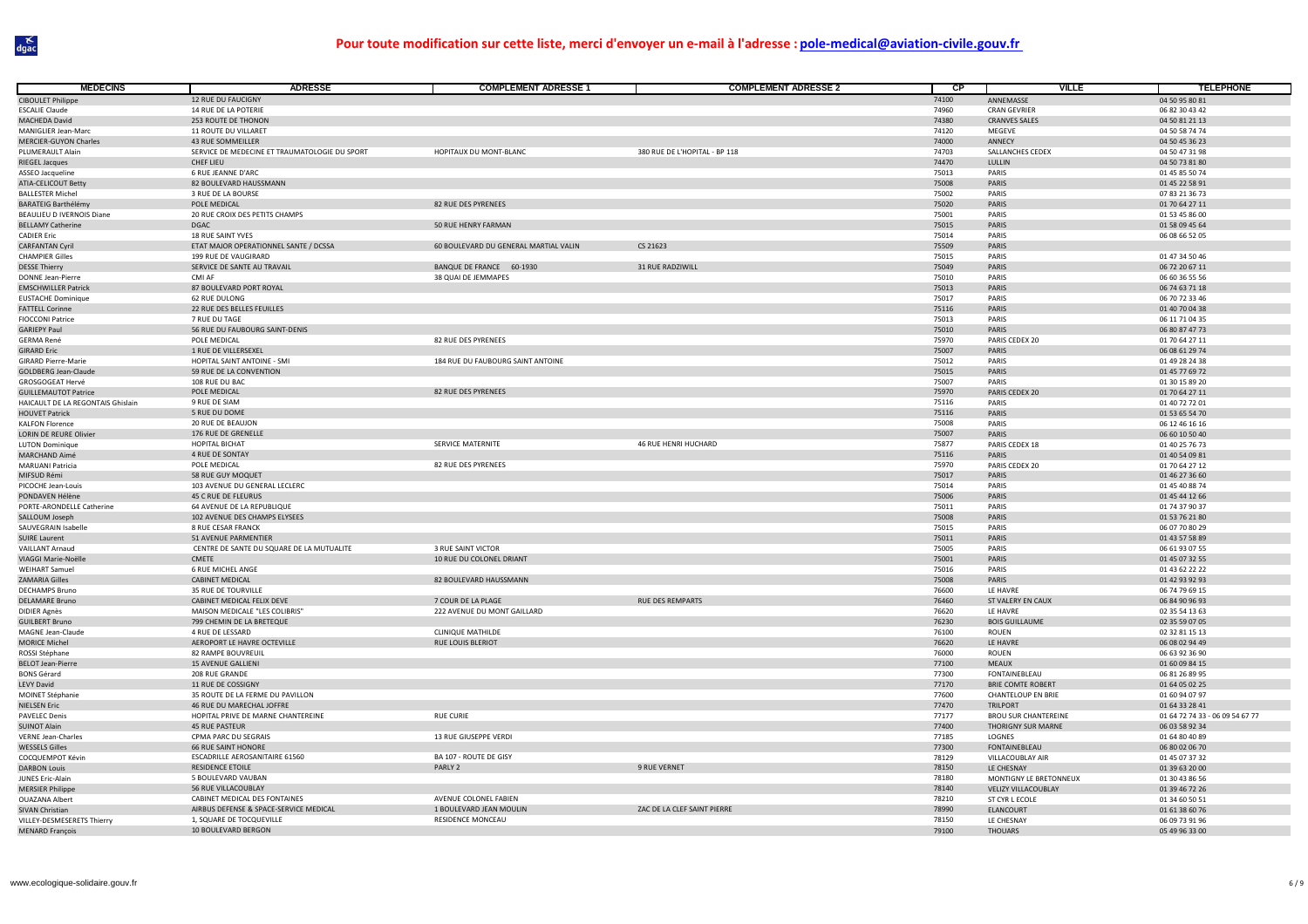## Pour toute modification sur cette liste, merci d'envoyer un e-mail à l'adresse : pole-medical@aviation-civile.gouv.fr

| MEDECINS | ADRESSE | COMPLEMENT ADRESSE 1 | COMPLEMENT ADRESSE 2 | CP | VILLE | TELEPHONE |
|---|---|---|---|---|---|---|
| CIBOULET Philippe | 12 RUE DU FAUCIGNY | | | 74100 | ANNEMASSE | 04 50 95 80 81 |
| ESCALIE Claude | 14 RUE DE LA POTERIE | | | 74960 | CRAN GEVRIER | 06 82 30 43 42 |
| MACHEDA David | 253 ROUTE DE THONON | | | 74380 | CRANVES SALES | 04 50 81 21 13 |
| MANIGLIER Jean-Marc | 11 ROUTE DU VILLARET | | | 74120 | MEGEVE | 04 50 58 74 74 |
| MERCIER-GUYON Charles | 43 RUE SOMMEILLER | | | 74000 | ANNECY | 04 50 45 36 23 |
| PLUMERAULT Alain | SERVICE DE MEDECINE ET TRAUMATOLOGIE DU SPORT | HOPITAUX DU MONT-BLANC | 380 RUE DE L'HOPITAL - BP 118 | 74703 | SALLANCHES CEDEX | 04 50 47 31 98 |
| RIEGEL Jacques | CHEF LIEU | | | 74470 | LULLIN | 04 50 73 81 80 |
| ASSEO Jacqueline | 6 RUE JEANNE D'ARC | | | 75013 | PARIS | 01 45 85 50 74 |
| ATIA-CELICOUT Betty | 82 BOULEVARD HAUSSMANN | | | 75008 | PARIS | 01 45 22 58 91 |
| BALLESTER Michel | 3 RUE DE LA BOURSE | | | 75002 | PARIS | 07 83 21 36 73 |
| BARATEIG Barthélémy | POLE MEDICAL | 82 RUE DES PYRENEES | | 75020 | PARIS | 01 70 64 27 11 |
| BEAULIEU D IVERNOIS Diane | 20 RUE CROIX DES PETITS CHAMPS | | | 75001 | PARIS | 01 53 45 86 00 |
| BELLAMY Catherine | DGAC | 50 RUE HENRY FARMAN | | 75015 | PARIS | 01 58 09 45 64 |
| CADIER Eric | 18 RUE SAINT YVES | | | 75014 | PARIS | 06 08 66 52 05 |
| CARFANTAN Cyril | ETAT MAJOR OPERATIONNEL SANTE / DCSSA | 60 BOULEVARD DU GENERAL MARTIAL VALIN | CS 21623 | 75509 | PARIS | |
| CHAMPIER Gilles | 199 RUE DE VAUGIRARD | | | 75015 | PARIS | 01 47 34 50 46 |
| DESSE Thierry | SERVICE DE SANTE AU TRAVAIL | BANQUE DE FRANCE 60-1930 | 31 RUE RADZIWILL | 75049 | PARIS | 06 72 20 67 11 |
| DONNE Jean-Pierre | CMI AF | 38 QUAI DE JEMMAPES | | 75010 | PARIS | 06 60 36 55 56 |
| EMSCHWILLER Patrick | 87 BOULEVARD PORT ROYAL | | | 75013 | PARIS | 06 74 63 71 18 |
| EUSTACHE Dominique | 62 RUE DULONG | | | 75017 | PARIS | 06 70 72 33 46 |
| FATTELL Corinne | 22 RUE DES BELLES FEUILLES | | | 75116 | PARIS | 01 40 70 04 38 |
| FIOCCONI Patrice | 7 RUE DU TAGE | | | 75013 | PARIS | 06 11 71 04 35 |
| GARIEPY Paul | 56 RUE DU FAUBOURG SAINT-DENIS | | | 75010 | PARIS | 06 80 87 47 73 |
| GERMA René | POLE MEDICAL | 82 RUE DES PYRENEES | | 75970 | PARIS CEDEX 20 | 01 70 64 27 11 |
| GIRARD Eric | 1 RUE DE VILLERSEXEL | | | 75007 | PARIS | 06 08 61 29 74 |
| GIRARD Pierre-Marie | HOPITAL SAINT ANTOINE - SMI | 184 RUE DU FAUBOURG SAINT ANTOINE | | 75012 | PARIS | 01 49 28 24 38 |
| GOLDBERG Jean-Claude | 59 RUE DE LA CONVENTION | | | 75015 | PARIS | 01 45 77 69 72 |
| GROSGOGEAT Hervé | 108 RUE DU BAC | | | 75007 | PARIS | 01 30 15 89 20 |
| GUILLEMAUTOT Patrice | POLE MEDICAL | 82 RUE DES PYRENEES | | 75970 | PARIS CEDEX 20 | 01 70 64 27 11 |
| HAICAULT DE LA REGONTAIS Ghislain | 9 RUE DE SIAM | | | 75116 | PARIS | 01 40 72 72 01 |
| HOUVET Patrick | 5 RUE DU DOME | | | 75116 | PARIS | 01 53 65 54 70 |
| KALFON Florence | 20 RUE DE BEAUJON | | | 75008 | PARIS | 06 12 46 16 16 |
| LORIN DE REURE Olivier | 176 RUE DE GRENELLE | | | 75007 | PARIS | 06 60 10 50 40 |
| LUTON Dominique | HOPITAL BICHAT | SERVICE MATERNITE | 46 RUE HENRI HUCHARD | 75877 | PARIS CEDEX 18 | 01 40 25 76 73 |
| MARCHAND Aimé | 4 RUE DE SONTAY | | | 75116 | PARIS | 01 40 54 09 81 |
| MARUANI Patricia | POLE MEDICAL | 82 RUE DES PYRENEES | | 75970 | PARIS CEDEX 20 | 01 70 64 27 12 |
| MIFSUD Rémi | 58 RUE GUY MOQUET | | | 75017 | PARIS | 01 46 27 36 60 |
| PICOCHE Jean-Louis | 103 AVENUE DU GENERAL LECLERC | | | 75014 | PARIS | 01 45 40 88 74 |
| PONDAVEN Hélène | 45 C RUE DE FLEURUS | | | 75006 | PARIS | 01 45 44 12 66 |
| PORTE-ARONDELLE Catherine | 64 AVENUE DE LA REPUBLIQUE | | | 75011 | PARIS | 01 74 37 90 37 |
| SALLOUM Joseph | 102 AVENUE DES CHAMPS ELYSEES | | | 75008 | PARIS | 01 53 76 21 80 |
| SAUVEGRAIN Isabelle | 8 RUE CESAR FRANCK | | | 75015 | PARIS | 06 07 70 80 29 |
| SUIRE Laurent | 51 AVENUE PARMENTIER | | | 75011 | PARIS | 01 43 57 58 89 |
| VAILLANT Arnaud | CENTRE DE SANTE DU SQUARE DE LA MUTUALITE | 3 RUE SAINT VICTOR | | 75005 | PARIS | 06 61 93 07 55 |
| VIAGGI Marie-Noëlle | CMETE | 10 RUE DU COLONEL DRIANT | | 75001 | PARIS | 01 45 07 32 55 |
| WEIHART Samuel | 6 RUE MICHEL ANGE | | | 75016 | PARIS | 01 43 62 22 22 |
| ZAMARIA Gilles | CABINET MEDICAL | 82 BOULEVARD HAUSSMANN | | 75008 | PARIS | 01 42 93 92 93 |
| DECHAMPS Bruno | 35 RUE DE TOURVILLE | | | 76600 | LE HAVRE | 06 74 79 69 15 |
| DELAMARE Bruno | CABINET MEDICAL FELIX DEVE | 7 COUR DE LA PLAGE | RUE DES REMPARTS | 76460 | ST VALERY EN CAUX | 06 84 90 96 93 |
| DIDIER Agnès | MAISON MEDICALE "LES COLIBRIS" | 222 AVENUE DU MONT GAILLARD | | 76620 | LE HAVRE | 02 35 54 13 63 |
| GUILBERT Bruno | 799 CHEMIN DE LA BRETEQUE | | | 76230 | BOIS GUILLAUME | 02 35 59 07 05 |
| MAGNE Jean-Claude | 4 RUE DE LESSARD | CLINIQUE MATHILDE | | 76100 | ROUEN | 02 32 81 15 13 |
| MORICE Michel | AEROPORT LE HAVRE OCTEVILLE | RUE LOUIS BLERIOT | | 76620 | LE HAVRE | 06 08 02 94 49 |
| ROSSI Stéphane | 82 RAMPE BOUVREUIL | | | 76000 | ROUEN | 06 63 92 36 90 |
| BELOT Jean-Pierre | 15 AVENUE GALLIENI | | | 77100 | MEAUX | 01 60 09 84 15 |
| BONS Gérard | 208 RUE GRANDE | | | 77300 | FONTAINEBLEAU | 06 81 26 89 95 |
| LEVY David | 11 RUE DE COSSIGNY | | | 77170 | BRIE COMTE ROBERT | 01 64 05 02 25 |
| MOINET Stéphanie | 35 ROUTE DE LA FERME DU PAVILLON | | | 77600 | CHANTELOUP EN BRIE | 01 60 94 07 97 |
| NIELSEN Eric | 46 RUE DU MARECHAL JOFFRE | | | 77470 | TRILPORT | 01 64 33 28 41 |
| PAVELEC Denis | HOPITAL PRIVE DE MARNE CHANTEREINE | RUE CURIE | | 77177 | BROU SUR CHANTEREINE | 01 64 72 74 33 - 06 09 54 67 77 |
| SUINOT Alain | 45 RUE PASTEUR | | | 77400 | THORIGNY SUR MARNE | 06 03 58 92 34 |
| VERNE Jean-Charles | CPMA PARC DU SEGRAIS | 13 RUE GIUSEPPE VERDI | | 77185 | LOGNES | 01 64 80 40 89 |
| WESSELS Gilles | 66 RUE SAINT HONORE | | | 77300 | FONTAINEBLEAU | 06 80 02 06 70 |
| COCQUEMPOT Kévin | ESCADRILLE AEROSANITAIRE 61560 | BA 107 - ROUTE DE GISY | | 78129 | VILLACOUBLAY AIR | 01 45 07 37 32 |
| DARBON Louis | RESIDENCE ETOILE | PARLY 2 | 9 RUE VERNET | 78150 | LE CHESNAY | 01 39 63 20 00 |
| JUNES Eric-Alain | 5 BOULEVARD VAUBAN | | | 78180 | MONTIGNY LE BRETONNEUX | 01 30 43 86 56 |
| MERSIER Philippe | 56 RUE VILLACOUBLAY | | | 78140 | VELIZY VILLACOUBLAY | 01 39 46 72 26 |
| OUAZANA Albert | CABINET MEDICAL DES FONTAINES | AVENUE COLONEL FABIEN | | 78210 | ST CYR L ECOLE | 01 34 60 50 51 |
| SIVAN Christian | AIRBUS DEFENSE & SPACE-SERVICE MEDICAL | 1 BOULEVARD JEAN MOULIN | ZAC DE LA CLEF SAINT PIERRE | 78990 | ELANCOURT | 01 61 38 60 76 |
| VILLEY-DESMESERETS Thierry | 1, SQUARE DE TOCQUEVILLE | RESIDENCE MONCEAU | | 78150 | LE CHESNAY | 06 09 73 91 96 |
| MENARD François | 10 BOULEVARD BERGON | | | 79100 | THOUARS | 05 49 96 33 00 |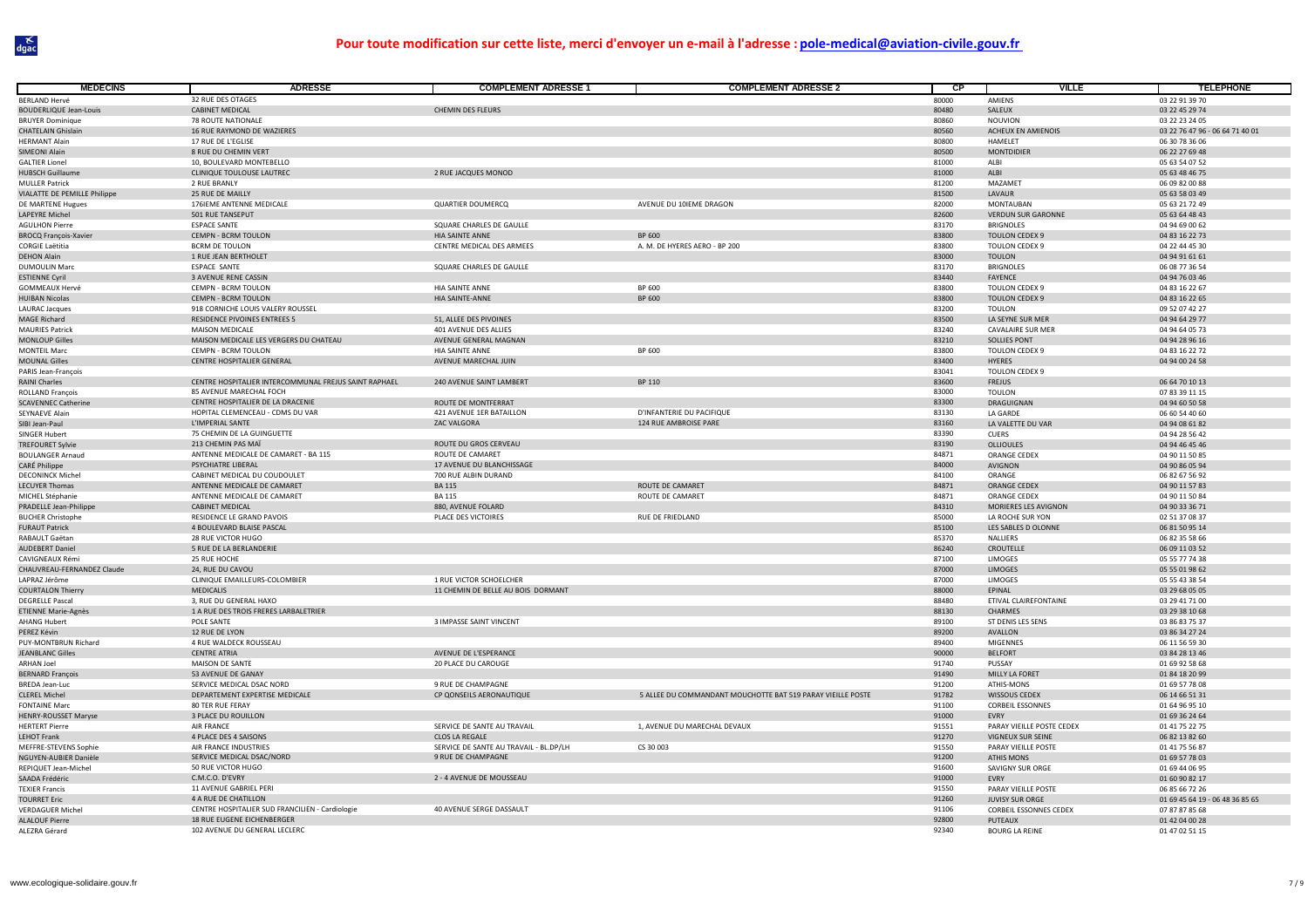**Pour toute modification sur cette liste, merci d'envoyer un e-mail à l'adresse : pole-medical@aviation-civile.gouv.fr**

| MEDECINS | ADRESSE | COMPLEMENT ADRESSE 1 | COMPLEMENT ADRESSE 2 | CP | VILLE | TELEPHONE |
|---|---|---|---|---|---|---|
| BERLAND Hervé | 32 RUE DES OTAGES | | | 80000 | AMIENS | 03 22 91 39 70 |
| BOUDERLIQUE Jean-Louis | CABINET MEDICAL | CHEMIN DES FLEURS | | 80480 | SALEUX | 03 22 45 29 74 |
| BRUYER Dominique | 78 ROUTE NATIONALE | | | 80860 | NOUVION | 03 22 23 24 05 |
| CHATELAIN Ghislain | 16 RUE RAYMOND DE WAZIERES | | | 80560 | ACHEUX EN AMIENOIS | 03 22 76 47 96 - 06 64 71 40 01 |
| HERMANT Alain | 17 RUE DE L'EGLISE | | | 80800 | HAMELET | 06 30 78 36 06 |
| SIMEONI Alain | 8 RUE DU CHEMIN VERT | | | 80500 | MONTDIDIER | 06 22 27 69 48 |
| GALTIER Lionel | 10, BOULEVARD MONTEBELLO | | | 81000 | ALBI | 05 63 54 07 52 |
| HUBSCH Guillaume | CLINIQUE TOULOUSE LAUTREC | 2 RUE JACQUES MONOD | | 81000 | ALBI | 05 63 48 46 75 |
| MULLER Patrick | 2 RUE BRANLY | | | 81200 | MAZAMET | 06 09 82 00 88 |
| VIALATTE DE PEMILLE Philippe | 25 RUE DE MAILLY | | | 81500 | LAVAUR | 05 63 58 03 49 |
| DE MARTENE Hugues | 176IEME ANTENNE MEDICALE | QUARTIER DOUMERCQ | AVENUE DU 10IEME DRAGON | 82000 | MONTAUBAN | 05 63 21 72 49 |
| LAPEYRE Michel | 501 RUE TANSEPUT | | | 82600 | VERDUN SUR GARONNE | 05 63 64 48 43 |
| AGULHON Pierre | ESPACE SANTE | SQUARE CHARLES DE GAULLE | | 83170 | BRIGNOLES | 04 94 69 00 62 |
| BROCQ François-Xavier | CEMPN - BCRM TOULON | HIA SAINTE ANNE | BP 600 | 83800 | TOULON CEDEX 9 | 04 83 16 22 73 |
| CORGIE Laëtitia | BCRM DE TOULON | CENTRE MEDICAL DES ARMEES | A. M. DE HYERES AERO - BP 200 | 83800 | TOULON CEDEX 9 | 04 22 44 45 30 |
| DEHON Alain | 1 RUE JEAN BERTHOLET | | | 83000 | TOULON | 04 94 91 61 61 |
| DUMOULIN Marc | ESPACE SANTE | SQUARE CHARLES DE GAULLE | | 83170 | BRIGNOLES | 06 08 77 36 54 |
| ESTIENNE Cyril | 3 AVENUE RENE CASSIN | | | 83440 | FAYENCE | 04 94 76 03 46 |
| GOMMEAUX Hervé | CEMPN - BCRM TOULON | HIA SAINTE ANNE | BP 600 | 83800 | TOULON CEDEX 9 | 04 83 16 22 67 |
| HUIBAN Nicolas | CEMPN - BCRM TOULON | HIA SAINTE-ANNE | BP 600 | 83800 | TOULON CEDEX 9 | 04 83 16 22 65 |
| LAURAC Jacques | 918 CORNICHE LOUIS VALERY ROUSSEL | | | 83200 | TOULON | 09 52 07 42 27 |
| MAGE Richard | RESIDENCE PIVOINES ENTREES 5 | 51, ALLEE DES PIVOINES | | 83500 | LA SEYNE SUR MER | 04 94 64 29 77 |
| MAURIES Patrick | MAISON MEDICALE | 401 AVENUE DES ALLIES | | 83240 | CAVALAIRE SUR MER | 04 94 64 05 73 |
| MONLOUP Gilles | MAISON MEDICALE LES VERGERS DU CHATEAU | AVENUE GENERAL MAGNAN | | 83210 | SOLLIES PONT | 04 94 28 96 16 |
| MONTEIL Marc | CEMPN - BCRM TOULON | HIA SAINTE ANNE | BP 600 | 83800 | TOULON CEDEX 9 | 04 83 16 22 72 |
| MOUNAL Gilles | CENTRE HOSPITALIER GENERAL | AVENUE MARECHAL JUIN | | 83400 | HYERES | 04 94 00 24 58 |
| PARIS Jean-François | | | | 83041 | TOULON CEDEX 9 | |
| RAINI Charles | CENTRE HOSPITALIER INTERCOMMUNAL FREJUS SAINT RAPHAEL | 240 AVENUE SAINT LAMBERT | BP 110 | 83600 | FREJUS | 06 64 70 10 13 |
| ROLLAND François | 85 AVENUE MARECHAL FOCH | | | 83000 | TOULON | 07 83 39 11 15 |
| SCAVENNEC Catherine | CENTRE HOSPITALIER DE LA DRACENIE | ROUTE DE MONTFERRAT | | 83300 | DRAGUIGNAN | 04 94 60 50 58 |
| SEYNAEVE Alain | HOPITAL CLEMENCEAU - CDMS DU VAR | 421 AVENUE 1ER BATAILLON | D'INFANTERIE DU PACIFIQUE | 83130 | LA GARDE | 06 60 54 40 60 |
| SIBI Jean-Paul | L'IMPERIAL SANTE | ZAC VALGORA | 124 RUE AMBROISE PARE | 83160 | LA VALETTE DU VAR | 04 94 08 61 82 |
| SINGER Hubert | 75 CHEMIN DE LA GUINGUETTE | | | 83390 | CUERS | 04 94 28 56 42 |
| TREFOURET Sylvie | 213 CHEMIN PAS MAÏ | ROUTE DU GROS CERVEAU | | 83190 | OLLIOULES | 04 94 46 45 46 |
| BOULANGER Arnaud | ANTENNE MEDICALE DE CAMARET - BA 115 | ROUTE DE CAMARET | | 84871 | ORANGE CEDEX | 04 90 11 50 85 |
| CARÉ Philippe | PSYCHIATRE LIBERAL | 17 AVENUE DU BLANCHISSAGE | | 84000 | AVIGNON | 04 90 86 05 94 |
| DECONINCK Michel | CABINET MEDICAL DU COUDOULET | 700 RUE ALBIN DURAND | | 84100 | ORANGE | 06 82 67 56 92 |
| LECUYER Thomas | ANTENNE MEDICALE DE CAMARET | BA 115 | ROUTE DE CAMARET | 84871 | ORANGE CEDEX | 04 90 11 57 83 |
| MICHEL Stéphanie | ANTENNE MEDICALE DE CAMARET | BA 115 | ROUTE DE CAMARET | 84871 | ORANGE CEDEX | 04 90 11 50 84 |
| PRADELLE Jean-Philippe | CABINET MEDICAL | 880, AVENUE FOLARD | | 84310 | MORIERES LES AVIGNON | 04 90 33 36 71 |
| BUCHER Christophe | RESIDENCE LE GRAND PAVOIS | PLACE DES VICTOIRES | RUE DE FRIEDLAND | 85000 | LA ROCHE SUR YON | 02 51 37 08 37 |
| FURAUT Patrick | 4 BOULEVARD BLAISE PASCAL | | | 85100 | LES SABLES D OLONNE | 06 81 50 95 14 |
| RABAULT Gaëtan | 28 RUE VICTOR HUGO | | | 85370 | NALLIERS | 06 82 35 58 66 |
| AUDEBERT Daniel | 5 RUE DE LA BERLANDERIE | | | 86240 | CROUTELLE | 06 09 11 03 52 |
| CAVIGNEAUX Rémi | 25 RUE HOCHE | | | 87100 | LIMOGES | 05 55 77 74 38 |
| CHAUVREAU-FERNANDEZ Claude | 24, RUE DU CAVOU | | | 87000 | LIMOGES | 05 55 01 98 62 |
| LAPRAZ Jérôme | CLINIQUE EMAILLEURS-COLOMBIER | 1 RUE VICTOR SCHOELCHER | | 87000 | LIMOGES | 05 55 43 38 54 |
| COURTALON Thierry | MEDICALIS | 11 CHEMIN DE BELLE AU BOIS DORMANT | | 88000 | EPINAL | 03 29 68 05 05 |
| DEGRELLE Pascal | 3, RUE DU GENERAL HAXO | | | 88480 | ETIVAL CLAIREFONTAINE | 03 29 41 71 00 |
| ETIENNE Marie-Agnès | 1 A RUE DES TROIS FRERES LARBALETRIER | | | 88130 | CHARMES | 03 29 38 10 68 |
| AHANG Hubert | POLE SANTE | 3 IMPASSE SAINT VINCENT | | 89100 | ST DENIS LES SENS | 03 86 83 75 37 |
| PEREZ Kévin | 12 RUE DE LYON | | | 89200 | AVALLON | 03 86 34 27 24 |
| PUY-MONTBRUN Richard | 4 RUE WALDECK ROUSSEAU | | | 89400 | MIGENNES | 06 11 56 59 30 |
| JEANBLANC Gilles | CENTRE ATRIA | AVENUE DE L'ESPERANCE | | 90000 | BELFORT | 03 84 28 13 46 |
| ARHAN Joel | MAISON DE SANTE | 20 PLACE DU CAROUGE | | 91740 | PUSSAY | 01 69 92 58 68 |
| BERNARD François | 53 AVENUE DE GANAY | | | 91490 | MILLY LA FORET | 01 84 18 20 99 |
| BREDA Jean-Luc | SERVICE MEDICAL DSAC NORD | 9 RUE DE CHAMPAGNE | | 91200 | ATHIS-MONS | 01 69 57 78 08 |
| CLEREL Michel | DEPARTEMENT EXPERTISE MEDICALE | CP QONSEILS AERONAUTIQUE | 5 ALLEE DU COMMANDANT MOUCHOTTE BAT 519 PARAY VIEILLE POSTE | 91782 | WISSOUS CEDEX | 06 14 66 51 31 |
| FONTAINE Marc | 80 TER RUE FERAY | | | 91100 | CORBEIL ESSONNES | 01 64 96 95 10 |
| HENRY-ROUSSET Maryse | 3 PLACE DU ROUILLON | | | 91000 | EVRY | 01 69 36 24 64 |
| HERTERT Pierre | AIR FRANCE | SERVICE DE SANTE AU TRAVAIL | 1, AVENUE DU MARECHAL DEVAUX | 91551 | PARAY VIEILLE POSTE CEDEX | 01 41 75 22 75 |
| LEHOT Frank | 4 PLACE DES 4 SAISONS | CLOS LA REGALE | | 91270 | VIGNEUX SUR SEINE | 06 82 13 82 60 |
| MEFFRE-STEVENS Sophie | AIR FRANCE INDUSTRIES | SERVICE DE SANTE AU TRAVAIL - BL.DP/LH | CS 30 003 | 91550 | PARAY VIEILLE POSTE | 01 41 75 56 87 |
| NGUYEN-AUBIER Danièle | SERVICE MEDICAL DSAC/NORD | 9 RUE DE CHAMPAGNE | | 91200 | ATHIS MONS | 01 69 57 78 03 |
| REPIQUET Jean-Michel | 50 RUE VICTOR HUGO | | | 91600 | SAVIGNY SUR ORGE | 01 69 44 06 95 |
| SAADA Frédéric | C.M.C.O. D'EVRY | 2 - 4 AVENUE DE MOUSSEAU | | 91000 | EVRY | 01 60 90 82 17 |
| TEXIER Francis | 11 AVENUE GABRIEL PERI | | | 91550 | PARAY VIEILLE POSTE | 06 85 66 72 26 |
| TOURRET Eric | 4 A RUE DE CHATILLON | | | 91260 | JUVISY SUR ORGE | 01 69 45 64 19 - 06 48 36 85 65 |
| VERDAGUER Michel | CENTRE HOSPITALIER SUD FRANCILIEN - Cardiologie | 40 AVENUE SERGE DASSAULT | | 91106 | CORBEIL ESSONNES CEDEX | 07 87 87 85 68 |
| ALALOUF Pierre | 18 RUE EUGENE EICHENBERGER | | | 92800 | PUTEAUX | 01 42 04 00 28 |
| ALEZRA Gérard | 102 AVENUE DU GENERAL LECLERC | | | 92340 | BOURG LA REINE | 01 47 02 51 15 |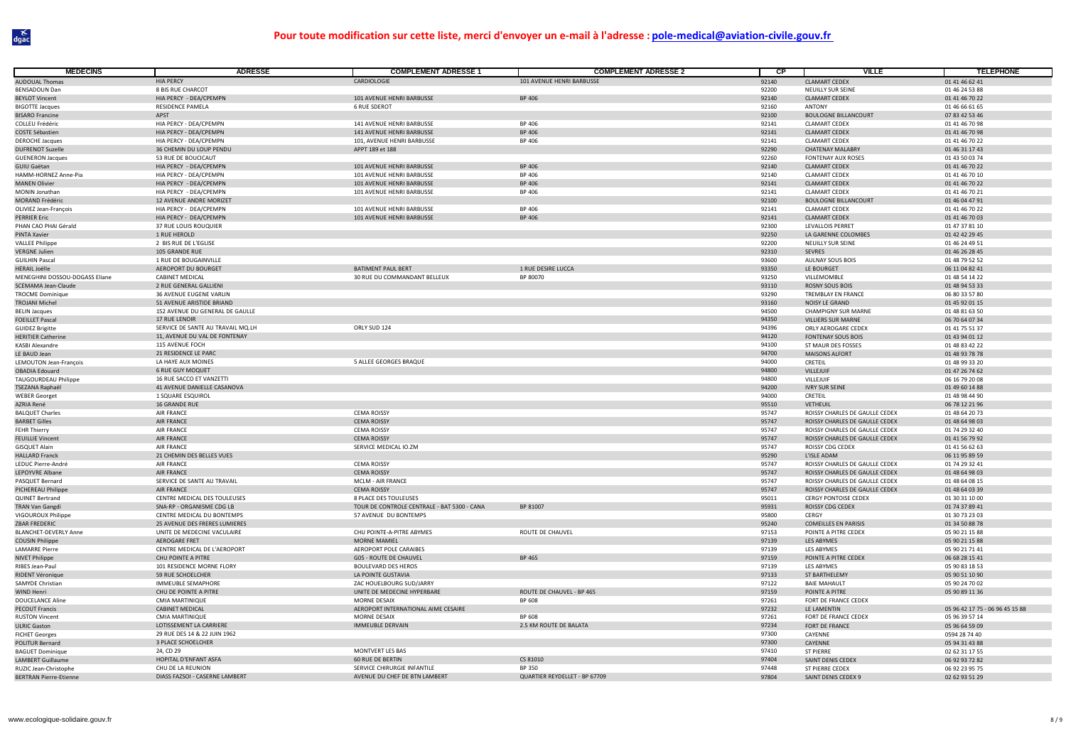## Pour toute modification sur cette liste, merci d'envoyer un e-mail à l'adresse : pole-medical@aviation-civile.gouv.fr

| MEDECINS | ADRESSE | COMPLEMENT ADRESSE 1 | COMPLEMENT ADRESSE 2 | CP | VILLE | TELEPHONE |
|---|---|---|---|---|---|---|
| AUDOUAL Thomas | HIA PERCY | CARDIOLOGIE | 101 AVENUE HENRI BARBUSSE | 92140 | CLAMART CEDEX | 01 41 46 62 41 |
| BENSADOUN Dan | 8 BIS RUE CHARCOT | | | 92200 | NEUILLY SUR SEINE | 01 46 24 53 88 |
| BEYLOT Vincent | HIA PERCY - DEA/CPEMPN | 101 AVENUE HENRI BARBUSSE | BP 406 | 92140 | CLAMART CEDEX | 01 41 46 70 22 |
| BIGOTTE Jacques | RESIDENCE PAMELA | 6 RUE SDEROT | | 92160 | ANTONY | 01 46 66 61 65 |
| BISARO Francine | APST | | | 92100 | BOULOGNE BILLANCOURT | 07 83 42 53 46 |
| COLLEU Frédéric | HIA PERCY - DEA/CPEMPN | 141 AVENUE HENRI BARBUSSE | BP 406 | 92141 | CLAMART CEDEX | 01 41 46 70 98 |
| COSTE Sébastien | HIA PERCY - DEA/CPEMPN | 141 AVENUE HENRI BARBUSSE | BP 406 | 92141 | CLAMART CEDEX | 01 41 46 70 98 |
| DEROCHE Jacques | HIA PERCY - DEA/CPEMPN | 101, AVENUE HENRI BARBUSSE | BP 406 | 92141 | CLAMART CEDEX | 01 41 46 70 22 |
| DUFRENOT Suzelle | 36 CHEMIN DU LOUP PENDU | APPT 189 et 188 | | 92290 | CHATENAY MALABRY | 01 46 31 17 43 |
| GUENERON Jacques | 53 RUE DE BOUCICAUT | | | 92260 | FONTENAY AUX ROSES | 01 43 50 03 74 |
| GUIU Gaëtan | HIA PERCY - DEA/CPEMPN | 101 AVENUE HENRI BARBUSSE | BP 406 | 92140 | CLAMART CEDEX | 01 41 46 70 22 |
| HAMM-HORNEZ Anne-Pia | HIA PERCY - DEA/CPEMPN | 101 AVENUE HENRI BARBUSSE | BP 406 | 92140 | CLAMART CEDEX | 01 41 46 70 10 |
| MANEN Olivier | HIA PERCY - DEA/CPEMPN | 101 AVENUE HENRI BARBUSSE | BP 406 | 92141 | CLAMART CEDEX | 01 41 46 70 22 |
| MONIN Jonathan | HIA PERCY - DEA/CPEMPN | 101 AVENUE HENRI BARBUSSE | BP 406 | 92141 | CLAMART CEDEX | 01 41 46 70 21 |
| MORAND Frédéric | 12 AVENUE ANDRE MORIZET | | | 92100 | BOULOGNE BILLANCOURT | 01 46 04 47 91 |
| OLIVIEZ Jean-François | HIA PERCY - DEA/CPEMPN | 101 AVENUE HENRI BARBUSSE | BP 406 | 92141 | CLAMART CEDEX | 01 41 46 70 22 |
| PERRIER Eric | HIA PERCY - DEA/CPEMPN | 101 AVENUE HENRI BARBUSSE | BP 406 | 92141 | CLAMART CEDEX | 01 41 46 70 03 |
| PHAN CAO PHAI Gérald | 37 RUE LOUIS ROUQUIER | | | 92300 | LEVALLOIS PERRET | 01 47 37 81 10 |
| PINTA Xavier | 1 RUE HEROLD | | | 92250 | LA GARENNE COLOMBES | 01 42 42 29 45 |
| VALLEE Philippe | 2 BIS RUE DE L'EGLISE | | | 92200 | NEUILLY SUR SEINE | 01 46 24 49 51 |
| VERGNE Julien | 105 GRANDE RUE | | | 92310 | SEVRES | 01 46 26 28 45 |
| GUILHIN Pascal | 1 RUE DE BOUGAINVILLE | | | 93600 | AULNAY SOUS BOIS | 01 48 79 52 52 |
| HERAIL Joëlle | AEROPORT DU BOURGET | BATIMENT PAUL BERT | 1 RUE DESIRE LUCCA | 93350 | LE BOURGET | 06 11 04 82 41 |
| MENEGHINI DOSSOU-DOGASS Eliane | CABINET MEDICAL | 30 RUE DU COMMANDANT BELLEUX | BP 80070 | 93250 | VILLEMOMBLE | 01 48 54 14 22 |
| SCEMAMA Jean-Claude | 2 RUE GENERAL GALLIENI | | | 93110 | ROSNY SOUS BOIS | 01 48 94 53 33 |
| TROCME Dominique | 36 AVENUE EUGENE VARLIN | | | 93290 | TREMBLAY EN FRANCE | 06 80 33 57 80 |
| TROJANI Michel | 51 AVENUE ARISTIDE BRIAND | | | 93160 | NOISY LE GRAND | 01 45 92 01 15 |
| BELIN Jacques | 152 AVENUE DU GENERAL DE GAULLE | | | 94500 | CHAMPIGNY SUR MARNE | 01 48 81 63 50 |
| FOEILLET Pascal | 17 RUE LENOIR | | | 94350 | VILLIERS SUR MARNE | 06 70 64 07 34 |
| GUIDEZ Brigitte | SERVICE DE SANTE AU TRAVAIL MQ.LH | ORLY SUD 124 | | 94396 | ORLY AEROGARE CEDEX | 01 41 75 51 37 |
| HERITIER Catherine | 11, AVENUE DU VAL DE FONTENAY | | | 94120 | FONTENAY SOUS BOIS | 01 43 94 01 12 |
| KASBI Alexandre | 115 AVENUE FOCH | | | 94100 | ST MAUR DES FOSSES | 01 48 83 42 22 |
| LE BAUD Jean | 21 RESIDENCE LE PARC | | | 94700 | MAISONS ALFORT | 01 48 93 78 78 |
| LEMOUTON Jean-François | LA HAYE AUX MOINES | 5 ALLEE GEORGES BRAQUE | | 94000 | CRETEIL | 01 48 99 33 20 |
| OBADIA Edouard | 6 RUE GUY MOQUET | | | 94800 | VILLEJUIF | 01 47 26 74 62 |
| TAUGOURDEAU Philippe | 16 RUE SACCO ET VANZETTI | | | 94800 | VILLEJUIF | 06 16 79 20 08 |
| TSEZANA Raphaël | 41 AVENUE DANIELLE CASANOVA | | | 94200 | IVRY SUR SEINE | 01 49 60 14 88 |
| WEBER Georget | 1 SQUARE ESQUIROL | | | 94000 | CRETEIL | 01 48 98 44 90 |
| AZRIA René | 16 GRANDE RUE | | | 95510 | VETHEUIL | 06 78 12 21 96 |
| BALQUET Charles | AIR FRANCE | CEMA ROISSY | | 95747 | ROISSY CHARLES DE GAULLE CEDEX | 01 48 64 20 73 |
| BARBET Gilles | AIR FRANCE | CEMA ROISSY | | 95747 | ROISSY CHARLES DE GAULLE CEDEX | 01 48 64 98 03 |
| FEHR Thierry | AIR FRANCE | CEMA ROISSY | | 95747 | ROISSY CHARLES DE GAULLE CEDEX | 01 74 29 32 40 |
| FEUILLIE Vincent | AIR FRANCE | CEMA ROISSY | | 95747 | ROISSY CHARLES DE GAULLE CEDEX | 01 41 56 79 92 |
| GISQUET Alain | AIR FRANCE | SERVICE MEDICAL IO.ZM | | 95747 | ROISSY CDG CEDEX | 01 41 56 62 63 |
| HALLARD Franck | 21 CHEMIN DES BELLES VUES | | | 95290 | L'ISLE ADAM | 06 11 95 89 59 |
| LEDUC Pierre-André | AIR FRANCE | CEMA ROISSY | | 95747 | ROISSY CHARLES DE GAULLE CEDEX | 01 74 29 32 41 |
| LEPOYVRE Albane | AIR FRANCE | CEMA ROISSY | | 95747 | ROISSY CHARLES DE GAULLE CEDEX | 01 48 64 98 03 |
| PASQUET Bernard | SERVICE DE SANTE AU TRAVAIL | MCLM - AIR FRANCE | | 95747 | ROISSY CHARLES DE GAULLE CEDEX | 01 48 64 08 15 |
| PICHEREAU Philippe | AIR FRANCE | CEMA ROISSY | | 95747 | ROISSY CHARLES DE GAULLE CEDEX | 01 48 64 03 39 |
| QUINET Bertrand | CENTRE MEDICAL DES TOULEUSES | 8 PLACE DES TOULEUSES | | 95011 | CERGY PONTOISE CEDEX | 01 30 31 10 00 |
| TRAN Van Gangdi | SNA-RP - ORGANISME CDG LB | TOUR DE CONTROLE CENTRALE - BAT 5300 - CANA | BP 81007 | 95931 | ROISSY CDG CEDEX | 01 74 37 89 41 |
| VIGOUROUX Philippe | CENTRE MEDICAL DU BONTEMPS | 57 AVENUE DU BONTEMPS | | 95800 | CERGY | 01 30 73 23 03 |
| ZBAR FREDERIC | 25 AVENUE DES FRERES LUMIERES | | | 95240 | COMEILLES EN PARISIS | 01 34 50 88 78 |
| BLANCHET-DEVERLY Anne | UNITE DE MEDECINE VACULAIRE | CHU POINTE-A-PITRE ABYMES | ROUTE DE CHAUVEL | 97153 | POINTE A PITRE CEDEX | 05 90 21 15 88 |
| COUSIN Philippe | AEROGARE FRET | MORNE MAMIEL | | 97139 | LES ABYMES | 05 90 21 15 88 |
| LAMARRE Pierre | CENTRE MEDICAL DE L'AEROPORT | AEROPORT POLE CARAIBES | | 97139 | LES ABYMES | 05 90 21 71 41 |
| NIVET Philippe | CHU POINTE A PITRE | G05 - ROUTE DE CHAUVEL | BP 465 | 97159 | POINTE A PITRE CEDEX | 06 68 28 15 41 |
| RIBES Jean-Paul | 101 RESIDENCE MORNE FLORY | BOULEVARD DES HEROS | | 97139 | LES ABYMES | 05 90 83 18 53 |
| RIDENT Véronique | 59 RUE SCHOELCHER | LA POINTE GUSTAVIA | | 97133 | ST BARTHELEMY | 05 90 51 10 90 |
| SAMYDE Christian | IMMEUBLE SEMAPHORE | ZAC HOUELBOURG SUD/JARRY | | 97122 | BAIE MAHAULT | 05 90 24 70 02 |
| WIND Henri | CHU DE POINTE A PITRE | UNITE DE MEDECINE HYPERBARE | ROUTE DE CHAUVEL - BP 465 | 97159 | POINTE A PITRE | 05 90 89 11 36 |
| DOUCELANCE Aline | CMIA MARTINIQUE | MORNE DESAIX | BP 608 | 97261 | FORT DE FRANCE CEDEX | |
| PECOUT Francis | CABINET MEDICAL | AEROPORT INTERNATIONAL AIME CESAIRE | | 97232 | LE LAMENTIN | 05 96 42 17 75 - 06 96 45 15 88 |
| RUSTON Vincent | CMIA MARTINIQUE | MORNE DESAIX | BP 608 | 97261 | FORT DE FRANCE CEDEX | 05 96 39 57 14 |
| ULRIC Gaston | LOTISSEMENT LA CARRIERE | IMMEUBLE DERVAIN | 2.5 KM ROUTE DE BALATA | 97234 | FORT DE FRANCE | 05 96 64 59 09 |
| FICHET Georges | 29 RUE DES 14 & 22 JUIN 1962 | | | 97300 | CAYENNE | 0594 28 74 40 |
| POLITUR Bernard | 3 PLACE SCHOELCHER | | | 97300 | CAYENNE | 05 94 31 43 88 |
| BAGUET Dominique | 24, CD 29 | MONTVERT LES BAS | | 97410 | ST PIERRE | 02 62 31 17 55 |
| LAMBERT Guillaume | HOPITAL D'ENFANT ASFA | 60 RUE DE BERTIN | CS 81010 | 97404 | SAINT DENIS CEDEX | 06 92 93 72 82 |
| RUZIC Jean-Christophe | CHU DE LA REUNION | SERVICE CHIRURGIE INFANTILE | BP 350 | 97448 | ST PIERRE CEDEX | 06 92 23 95 75 |
| BERTRAN Pierre-Etienne | DIASS FAZSOI - CASERNE LAMBERT | AVENUE DU CHEF DE BTN LAMBERT | QUARTIER REYDELLET - BP 67709 | 97804 | SAINT DENIS CEDEX 9 | 02 62 93 51 29 |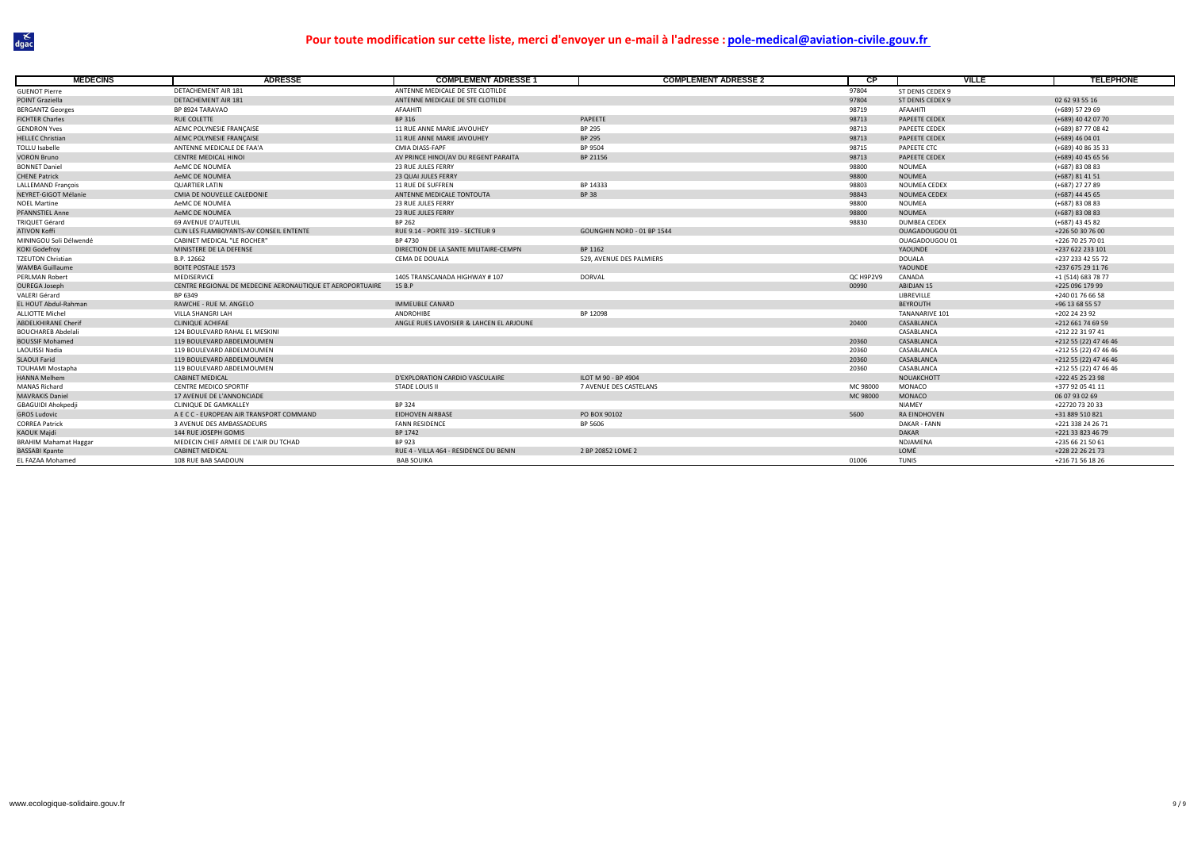**Pour toute modification sur cette liste, merci d'envoyer un e-mail à l'adresse : pole-medical@aviation-civile.gouv.fr**

| MEDECINS | ADRESSE | COMPLEMENT ADRESSE 1 | COMPLEMENT ADRESSE 2 | CP | VILLE | TELEPHONE |
|---|---|---|---|---|---|---|
| GUENOT Pierre | DETACHEMENT AIR 181 | ANTENNE MEDICALE DE STE CLOTILDE | | 97804 | ST DENIS CEDEX 9 | |
| POINT Graziella | DETACHEMENT AIR 181 | ANTENNE MEDICALE DE STE CLOTILDE | | 97804 | ST DENIS CEDEX 9 | 02 62 93 55 16 |
| BERGANTZ Georges | BP 8924 TARAVAO | AFAAHITI | | 98719 | AFAAHITI | (+689) 57 29 69 |
| FICHTER Charles | RUE COLETTE | BP 316 | PAPEETE | 98713 | PAPEETE CEDEX | (+689) 40 42 07 70 |
| GENDRON Yves | AEMC POLYNESIE FRANÇAISE | 11 RUE ANNE MARIE JAVOUHEY | BP 295 | 98713 | PAPEETE CEDEX | (+689) 87 77 08 42 |
| HELLEC Christian | AEMC POLYNESIE FRANÇAISE | 11 RUE ANNE MARIE JAVOUHEY | BP 295 | 98713 | PAPEETE CEDEX | (+689) 46 04 01 |
| TOLLU Isabelle | ANTENNE MEDICALE DE FAA'A | CMIA DIASS-FAPF | BP 9504 | 98715 | PAPEETE CTC | (+689) 40 86 35 33 |
| VORON Bruno | CENTRE MEDICAL HINOI | AV PRINCE HINOI/AV DU REGENT PARAITA | BP 21156 | 98713 | PAPEETE CEDEX | (+689) 40 45 65 56 |
| BONNET Daniel | AeMC DE NOUMEA | 23 RUE JULES FERRY | | 98800 | NOUMEA | (+687) 83 08 83 |
| CHENE Patrick | AeMC DE NOUMEA | 23 QUAI JULES FERRY | | 98800 | NOUMEA | (+687) 81 41 51 |
| LALLEMAND François | QUARTIER LATIN | 11 RUE DE SUFFREN | BP 14333 | 98803 | NOUMEA CEDEX | (+687) 27 27 89 |
| NEYRET-GIGOT Mélanie | CMIA DE NOUVELLE CALEDONIE | ANTENNE MEDICALE TONTOUTA | BP 38 | 98843 | NOUMEA CEDEX | (+687) 44 45 65 |
| NOEL Martine | AeMC DE NOUMEA | 23 RUE JULES FERRY | | 98800 | NOUMEA | (+687) 83 08 83 |
| PFANNSTIEL Anne | AeMC DE NOUMEA | 23 RUE JULES FERRY | | 98800 | NOUMEA | (+687) 83 08 83 |
| TRIQUET Gérard | 69 AVENUE D'AUTEUIL | BP 262 | | 98830 | DUMBEA CEDEX | (+687) 43 45 82 |
| ATIVON Koffi | CLIN LES FLAMBOYANTS-AV CONSEIL ENTENTE | RUE 9.14 - PORTE 319 - SECTEUR 9 | GOUNGHIN NORD - 01 BP 1544 | | OUAGADOUGOU 01 | +226 50 30 76 00 |
| MININGOU Soli Délwendé | CABINET MEDICAL "LE ROCHER" | BP 4730 | | | OUAGADOUGOU 01 | +226 70 25 70 01 |
| KOKI Godefroy | MINISTERE DE LA DEFENSE | DIRECTION DE LA SANTE MILITAIRE-CEMPN | BP 1162 | | YAOUNDE | +237 622 233 101 |
| TZEUTON Christian | B.P. 12662 | CEMA DE DOUALA | 529, AVENUE DES PALMIERS | | DOUALA | +237 233 42 55 72 |
| WAMBA Guillaume | BOITE POSTALE 1573 | | | | YAOUNDE | +237 675 29 11 76 |
| PERLMAN Robert | MEDISERVICE | 1405 TRANSCANADA HIGHWAY # 107 | DORVAL | QC H9P2V9 | CANADA | +1 (514) 683 78 77 |
| OUREGA Joseph | CENTRE REGIONAL DE MEDECINE AERONAUTIQUE ET AEROPORTUAIRE | 15 B.P | | 00990 | ABIDJAN 15 | +225 096 179 99 |
| VALERI Gérard | BP 6349 | | | | LIBREVILLE | +240 01 76 66 58 |
| EL HOUT Abdul-Rahman | RAWCHE - RUE M. ANGELO | IMMEUBLE CANARD | | | BEYROUTH | +96 13 68 55 57 |
| ALLIOTTE Michel | VILLA SHANGRI LAH | ANDROHIBE | BP 12098 | | TANANARIVE 101 | +202 24 23 92 |
| ABDELKHIRANE Cherif | CLINIQUE ACHIFAE | ANGLE RUES LAVOISIER & LAHCEN EL ARJOUNE | | 20400 | CASABLANCA | +212 661 74 69 59 |
| BOUCHAREB Abdelali | 124 BOULEVARD RAHAL EL MESKINI | | | | CASABLANCA | +212 22 31 97 41 |
| BOUSSIF Mohamed | 119 BOULEVARD ABDELMOUMEN | | | 20360 | CASABLANCA | +212 55 (22) 47 46 46 |
| LAOUISSI Nadia | 119 BOULEVARD ABDELMOUMEN | | | 20360 | CASABLANCA | +212 55 (22) 47 46 46 |
| SLAOUI Farid | 119 BOULEVARD ABDELMOUMEN | | | 20360 | CASABLANCA | +212 55 (22) 47 46 46 |
| TOUHAMI Mostapha | 119 BOULEVARD ABDELMOUMEN | | | 20360 | CASABLANCA | +212 55 (22) 47 46 46 |
| HANNA Melhem | CABINET MEDICAL | D'EXPLORATION CARDIO VASCULAIRE | ILOT M 90 - BP 4904 | | NOUAKCHOTT | +222 45 25 23 98 |
| MANAS Richard | CENTRE MEDICO SPORTIF | STADE LOUIS II | 7 AVENUE DES CASTELANS | MC 98000 | MONACO | +377 92 05 41 11 |
| MAVRAKIS Daniel | 17 AVENUE DE L'ANNONCIADE | | | MC 98000 | MONACO | 06 07 93 02 69 |
| GBAGUIDI Ahokpedji | CLINIQUE DE GAMKALLEY | BP 324 | | | NIAMEY | +22720 73 20 33 |
| GROS Ludovic | A E C C - EUROPEAN AIR TRANSPORT COMMAND | EIDHOVEN AIRBASE | PO BOX 90102 | 5600 | RA EINDHOVEN | +31 889 510 821 |
| CORREA Patrick | 3 AVENUE DES AMBASSADEURS | FANN RESIDENCE | BP 5606 | | DAKAR - FANN | +221 338 24 26 71 |
| KAOUK Majdi | 144 RUE JOSEPH GOMIS | BP 1742 | | | DAKAR | +221 33 823 46 79 |
| BRAHIM Mahamat Haggar | MEDECIN CHEF ARMEE DE L'AIR DU TCHAD | BP 923 | | | NDJAMENA | +235 66 21 50 61 |
| BASSABI Kpante | CABINET MEDICAL | RUE 4 - VILLA 464 - RESIDENCE DU BENIN | 2 BP 20852 LOME 2 | | LOMÉ | +228 22 26 21 73 |
| EL FAZAA Mohamed | 108 RUE BAB SAADOUN | BAB SOUIKA | | 01006 | TUNIS | +216 71 56 18 26 |

www.ecologique-solidaire.gouv.fr